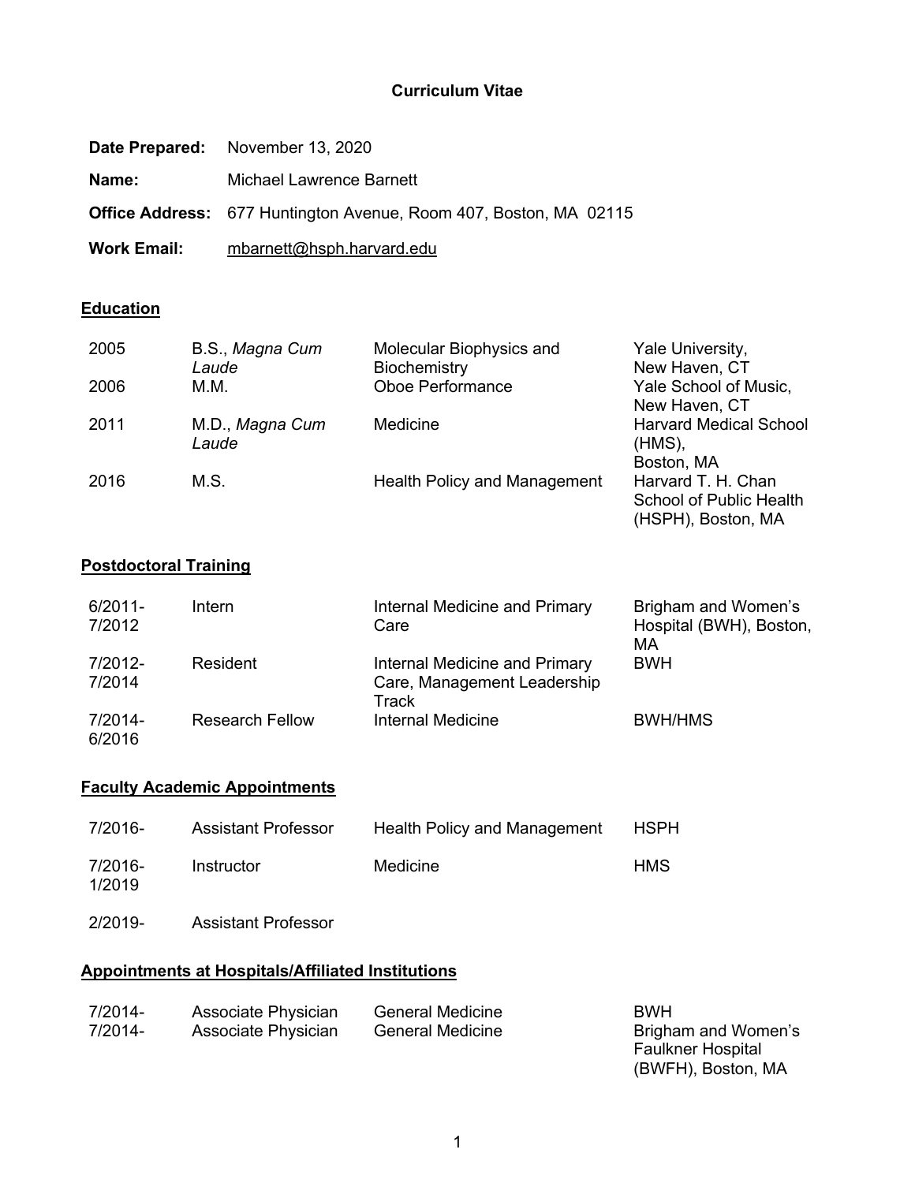# Curriculum Vitae

**Date Prepared:** November 13, 2020

**Name:** Michael Lawrence Barnett

**Office Address:** 677 Huntington Avenue, Room 407, Boston, MA 02115

**Work Email:** mbarnett@hsph.harvard.edu

## Education

| | | | |
|---|---|---|---|
| 2005 | B.S., *Magna Cum Laude* | Molecular Biophysics and Biochemistry | Yale University, New Haven, CT |
| 2006 | M.M. | Oboe Performance | Yale School of Music, New Haven, CT |
| 2011 | M.D., *Magna Cum Laude* | Medicine | Harvard Medical School (HMS), Boston, MA |
| 2016 | M.S. | Health Policy and Management | Harvard T. H. Chan School of Public Health (HSPH), Boston, MA |

## Postdoctoral Training

| | | | |
|---|---|---|---|
| 6/2011-7/2012 | Intern | Internal Medicine and Primary Care | Brigham and Women's Hospital (BWH), Boston, MA |
| 7/2012-7/2014 | Resident | Internal Medicine and Primary Care, Management Leadership Track | BWH |
| 7/2014-6/2016 | Research Fellow | Internal Medicine | BWH/HMS |

## Faculty Academic Appointments

| | | | |
|---|---|---|---|
| 7/2016- | Assistant Professor | Health Policy and Management | HSPH |
| 7/2016-1/2019 | Instructor | Medicine | HMS |
| 2/2019- | Assistant Professor | | |

## Appointments at Hospitals/Affiliated Institutions

| | | | |
|---|---|---|---|
| 7/2014- | Associate Physician | General Medicine | BWH |
| 7/2014- | Associate Physician | General Medicine | Brigham and Women's Faulkner Hospital (BWFH), Boston, MA |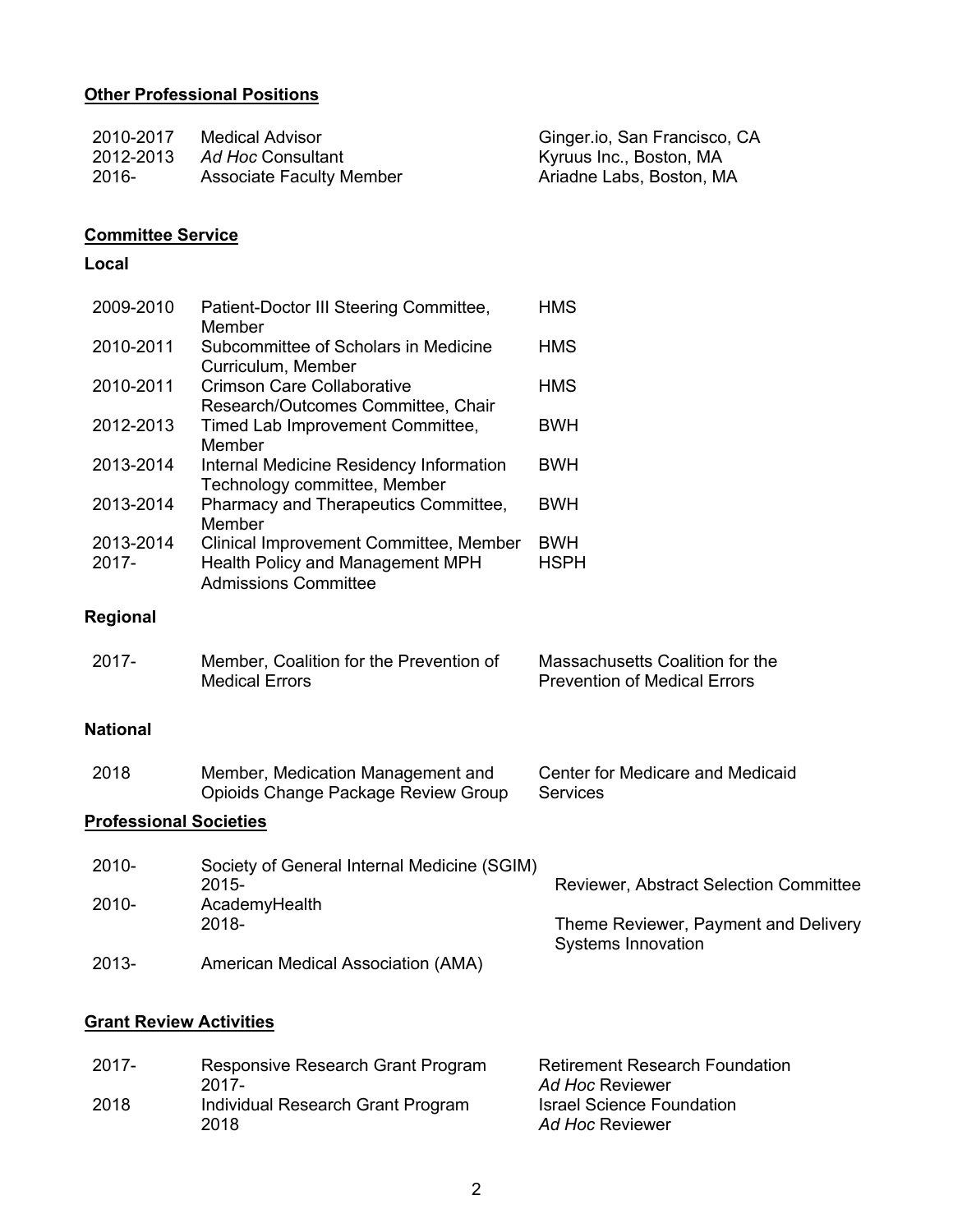**Other Professional Positions**

| | | |
|---|---|---|
| 2010-2017 | Medical Advisor | Ginger.io, San Francisco, CA |
| 2012-2013 | *Ad Hoc* Consultant | Kyruus Inc., Boston, MA |
| 2016- | Associate Faculty Member | Ariadne Labs, Boston, MA |

**Committee Service**

**Local**

| | | |
|---|---|---|
| 2009-2010 | Patient-Doctor III Steering Committee, Member | HMS |
| 2010-2011 | Subcommittee of Scholars in Medicine Curriculum, Member | HMS |
| 2010-2011 | Crimson Care Collaborative Research/Outcomes Committee, Chair | HMS |
| 2012-2013 | Timed Lab Improvement Committee, Member | BWH |
| 2013-2014 | Internal Medicine Residency Information Technology committee, Member | BWH |
| 2013-2014 | Pharmacy and Therapeutics Committee, Member | BWH |
| 2013-2014 | Clinical Improvement Committee, Member | BWH |
| 2017- | Health Policy and Management MPH Admissions Committee | HSPH |

**Regional**

| | | |
|---|---|---|
| 2017- | Member, Coalition for the Prevention of Medical Errors | Massachusetts Coalition for the Prevention of Medical Errors |

**National**

| | | |
|---|---|---|
| 2018 | Member, Medication Management and Opioids Change Package Review Group | Center for Medicare and Medicaid Services |

**Professional Societies**

| | | |
|---|---|---|
| 2010- | Society of General Internal Medicine (SGIM) | |
| | 2015- | Reviewer, Abstract Selection Committee |
| 2010- | AcademyHealth | |
| | 2018- | Theme Reviewer, Payment and Delivery Systems Innovation |
| 2013- | American Medical Association (AMA) | |

**Grant Review Activities**

| | | |
|---|---|---|
| 2017- | Responsive Research Grant Program | Retirement Research Foundation |
| | 2017- | *Ad Hoc* Reviewer |
| 2018 | Individual Research Grant Program | Israel Science Foundation |
| | 2018 | *Ad Hoc* Reviewer |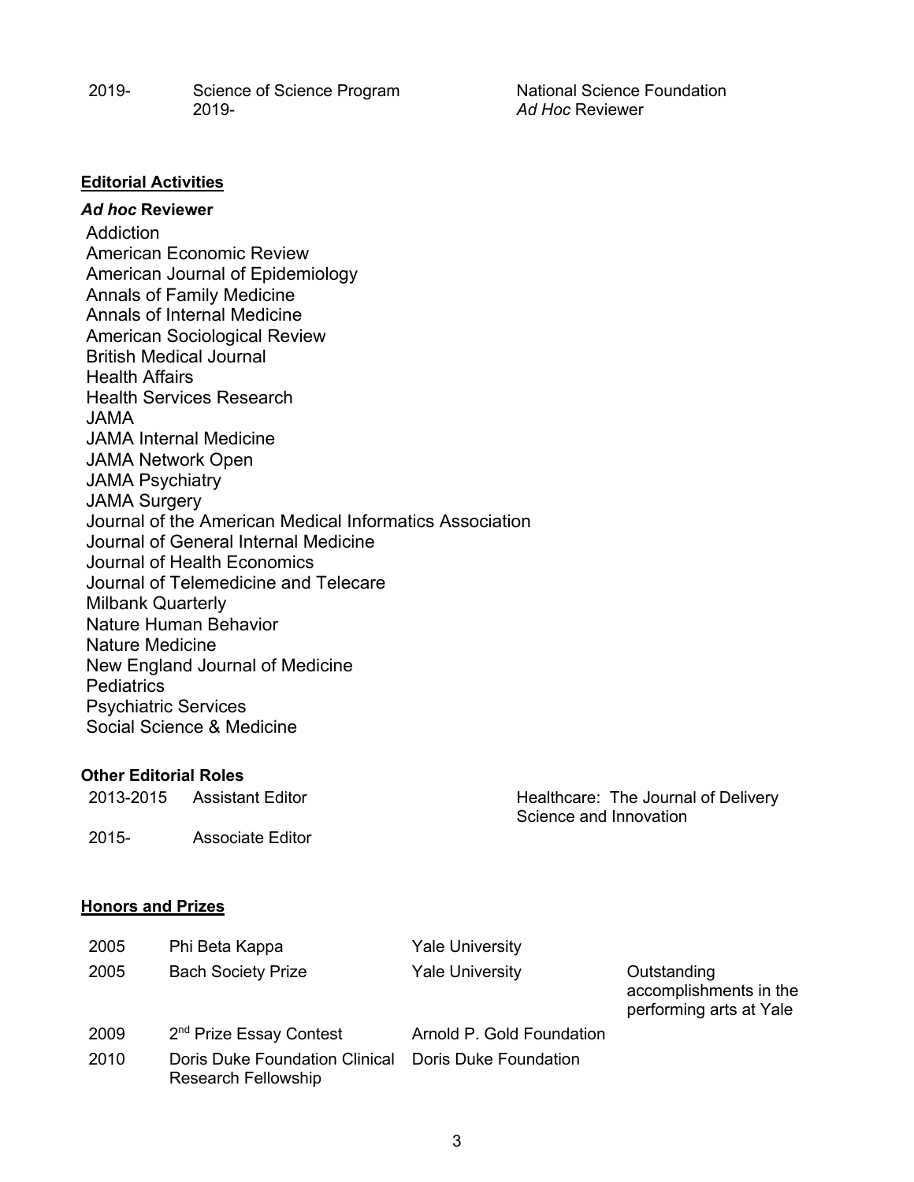| | | |
|---|---|---|
| 2019- | Science of Science Program | National Science Foundation |
| | 2019- | *Ad Hoc* Reviewer |

**Editorial Activities**

***Ad hoc* Reviewer**

Addiction
American Economic Review
American Journal of Epidemiology
Annals of Family Medicine
Annals of Internal Medicine
American Sociological Review
British Medical Journal
Health Affairs
Health Services Research
JAMA
JAMA Internal Medicine
JAMA Network Open
JAMA Psychiatry
JAMA Surgery
Journal of the American Medical Informatics Association
Journal of General Internal Medicine
Journal of Health Economics
Journal of Telemedicine and Telecare
Milbank Quarterly
Nature Human Behavior
Nature Medicine
New England Journal of Medicine
Pediatrics
Psychiatric Services
Social Science & Medicine

**Other Editorial Roles**

| | | |
|---|---|---|
| 2013-2015 | Assistant Editor | Healthcare: The Journal of Delivery Science and Innovation |
| 2015- | Associate Editor | |

**Honors and Prizes**

| | | | |
|---|---|---|---|
| 2005 | Phi Beta Kappa | Yale University | |
| 2005 | Bach Society Prize | Yale University | Outstanding accomplishments in the performing arts at Yale |
| 2009 | 2nd Prize Essay Contest | Arnold P. Gold Foundation | |
| 2010 | Doris Duke Foundation Clinical Research Fellowship | Doris Duke Foundation | |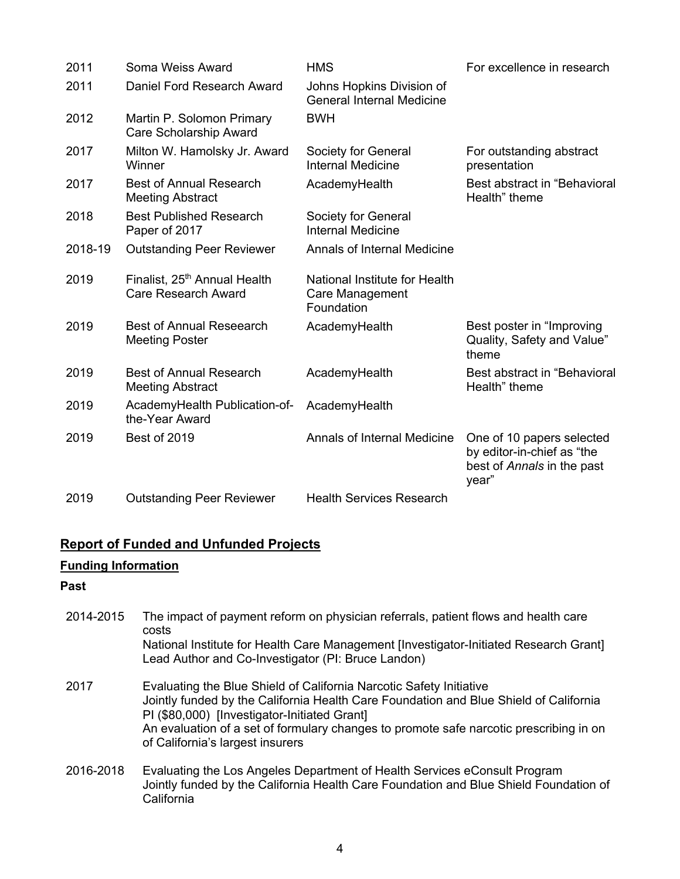| | | | |
|---|---|---|---|
| 2011 | Soma Weiss Award | HMS | For excellence in research |
| 2011 | Daniel Ford Research Award | Johns Hopkins Division of General Internal Medicine | |
| 2012 | Martin P. Solomon Primary Care Scholarship Award | BWH | |
| 2017 | Milton W. Hamolsky Jr. Award Winner | Society for General Internal Medicine | For outstanding abstract presentation |
| 2017 | Best of Annual Research Meeting Abstract | AcademyHealth | Best abstract in "Behavioral Health" theme |
| 2018 | Best Published Research Paper of 2017 | Society for General Internal Medicine | |
| 2018-19 | Outstanding Peer Reviewer | Annals of Internal Medicine | |
| 2019 | Finalist, 25th Annual Health Care Research Award | National Institute for Health Care Management Foundation | |
| 2019 | Best of Annual Reseearch Meeting Poster | AcademyHealth | Best poster in "Improving Quality, Safety and Value" theme |
| 2019 | Best of Annual Research Meeting Abstract | AcademyHealth | Best abstract in "Behavioral Health" theme |
| 2019 | AcademyHealth Publication-of-the-Year Award | AcademyHealth | |
| 2019 | Best of 2019 | Annals of Internal Medicine | One of 10 papers selected by editor-in-chief as "the best of *Annals* in the past year" |
| 2019 | Outstanding Peer Reviewer | Health Services Research | |

## Report of Funded and Unfunded Projects

### Funding Information

**Past**

2014-2015 The impact of payment reform on physician referrals, patient flows and health care costs
National Institute for Health Care Management [Investigator-Initiated Research Grant]
Lead Author and Co-Investigator (PI: Bruce Landon)

2017 Evaluating the Blue Shield of California Narcotic Safety Initiative
Jointly funded by the California Health Care Foundation and Blue Shield of California
PI ($80,000) [Investigator-Initiated Grant]
An evaluation of a set of formulary changes to promote safe narcotic prescribing in on of California's largest insurers

2016-2018 Evaluating the Los Angeles Department of Health Services eConsult Program
Jointly funded by the California Health Care Foundation and Blue Shield Foundation of California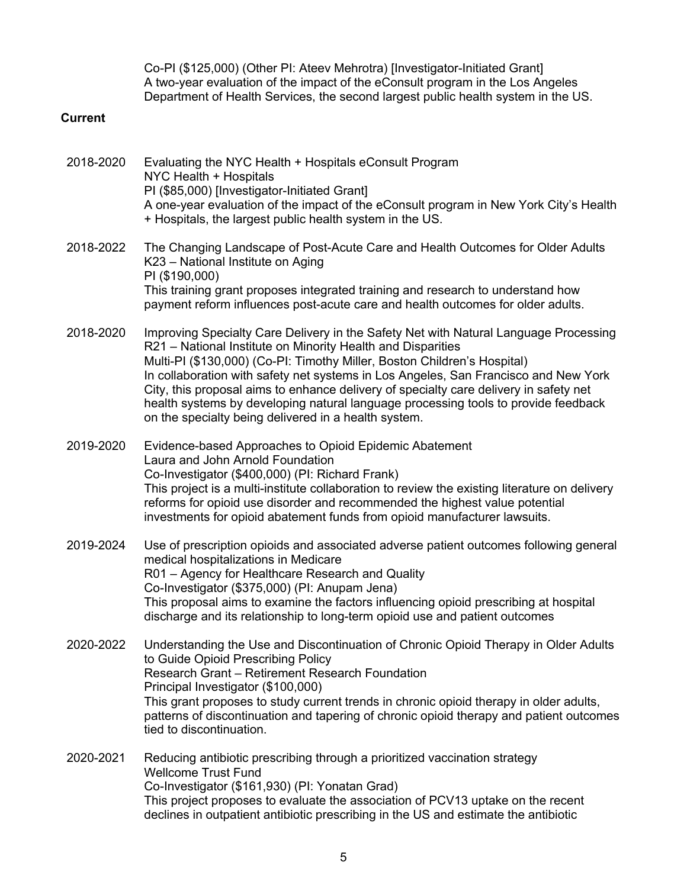Co-PI ($125,000) (Other PI: Ateev Mehrotra) [Investigator-Initiated Grant]
A two-year evaluation of the impact of the eConsult program in the Los Angeles Department of Health Services, the second largest public health system in the US.

**Current**

2018-2020 Evaluating the NYC Health + Hospitals eConsult Program
NYC Health + Hospitals
PI ($85,000) [Investigator-Initiated Grant]
A one-year evaluation of the impact of the eConsult program in New York City's Health + Hospitals, the largest public health system in the US.

2018-2022 The Changing Landscape of Post-Acute Care and Health Outcomes for Older Adults
K23 – National Institute on Aging
PI ($190,000)
This training grant proposes integrated training and research to understand how payment reform influences post-acute care and health outcomes for older adults.

2018-2020 Improving Specialty Care Delivery in the Safety Net with Natural Language Processing
R21 – National Institute on Minority Health and Disparities
Multi-PI ($130,000) (Co-PI: Timothy Miller, Boston Children's Hospital)
In collaboration with safety net systems in Los Angeles, San Francisco and New York City, this proposal aims to enhance delivery of specialty care delivery in safety net health systems by developing natural language processing tools to provide feedback on the specialty being delivered in a health system.

2019-2020 Evidence-based Approaches to Opioid Epidemic Abatement
Laura and John Arnold Foundation
Co-Investigator ($400,000) (PI: Richard Frank)
This project is a multi-institute collaboration to review the existing literature on delivery reforms for opioid use disorder and recommended the highest value potential investments for opioid abatement funds from opioid manufacturer lawsuits.

2019-2024 Use of prescription opioids and associated adverse patient outcomes following general medical hospitalizations in Medicare
R01 – Agency for Healthcare Research and Quality
Co-Investigator ($375,000) (PI: Anupam Jena)
This proposal aims to examine the factors influencing opioid prescribing at hospital discharge and its relationship to long-term opioid use and patient outcomes

2020-2022 Understanding the Use and Discontinuation of Chronic Opioid Therapy in Older Adults to Guide Opioid Prescribing Policy
Research Grant – Retirement Research Foundation
Principal Investigator ($100,000)
This grant proposes to study current trends in chronic opioid therapy in older adults, patterns of discontinuation and tapering of chronic opioid therapy and patient outcomes tied to discontinuation.

2020-2021 Reducing antibiotic prescribing through a prioritized vaccination strategy
Wellcome Trust Fund
Co-Investigator ($161,930) (PI: Yonatan Grad)
This project proposes to evaluate the association of PCV13 uptake on the recent declines in outpatient antibiotic prescribing in the US and estimate the antibiotic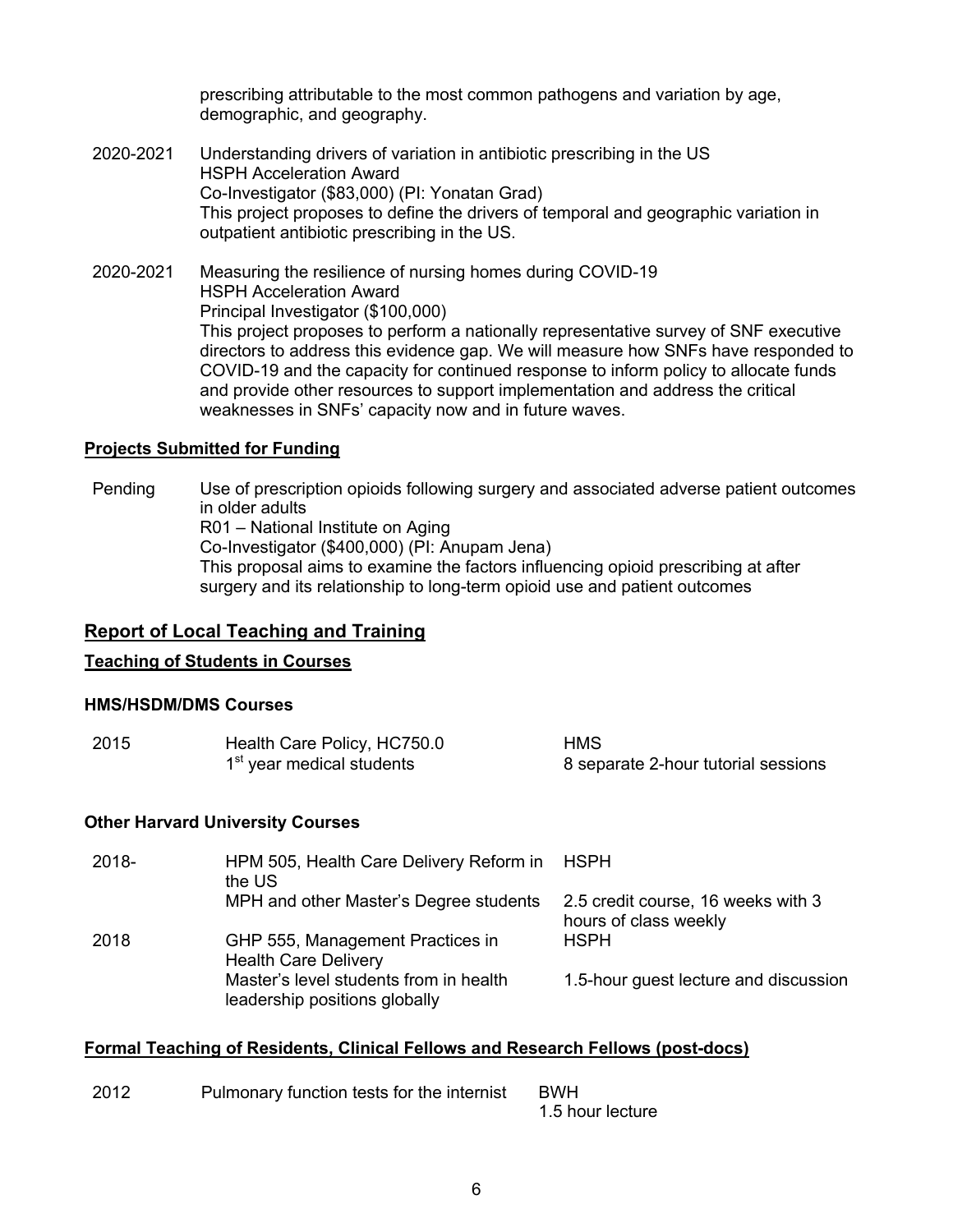prescribing attributable to the most common pathogens and variation by age, demographic, and geography.

| | |
|---|---|
| 2020-2021 | Understanding drivers of variation in antibiotic prescribing in the US<br>HSPH Acceleration Award<br>Co-Investigator ($83,000) (PI: Yonatan Grad)<br>This project proposes to define the drivers of temporal and geographic variation in outpatient antibiotic prescribing in the US. |
| 2020-2021 | Measuring the resilience of nursing homes during COVID-19<br>HSPH Acceleration Award<br>Principal Investigator ($100,000)<br>This project proposes to perform a nationally representative survey of SNF executive directors to address this evidence gap. We will measure how SNFs have responded to COVID-19 and the capacity for continued response to inform policy to allocate funds and provide other resources to support implementation and address the critical weaknesses in SNFs' capacity now and in future waves. |

### Projects Submitted for Funding

| | |
|---|---|
| Pending | Use of prescription opioids following surgery and associated adverse patient outcomes in older adults<br>R01 – National Institute on Aging<br>Co-Investigator ($400,000) (PI: Anupam Jena)<br>This proposal aims to examine the factors influencing opioid prescribing at after surgery and its relationship to long-term opioid use and patient outcomes |

## Report of Local Teaching and Training

### Teaching of Students in Courses

#### HMS/HSDM/DMS Courses

| | | |
|---|---|---|
| 2015 | Health Care Policy, HC750.0<br>1st year medical students | HMS<br>8 separate 2-hour tutorial sessions |

#### Other Harvard University Courses

| | | |
|---|---|---|
| 2018- | HPM 505, Health Care Delivery Reform in the US<br>MPH and other Master's Degree students | HSPH<br>2.5 credit course, 16 weeks with 3 hours of class weekly |
| 2018 | GHP 555, Management Practices in Health Care Delivery<br>Master's level students from in health leadership positions globally | HSPH<br>1.5-hour guest lecture and discussion |

### Formal Teaching of Residents, Clinical Fellows and Research Fellows (post-docs)

| | | |
|---|---|---|
| 2012 | Pulmonary function tests for the internist | BWH<br>1.5 hour lecture |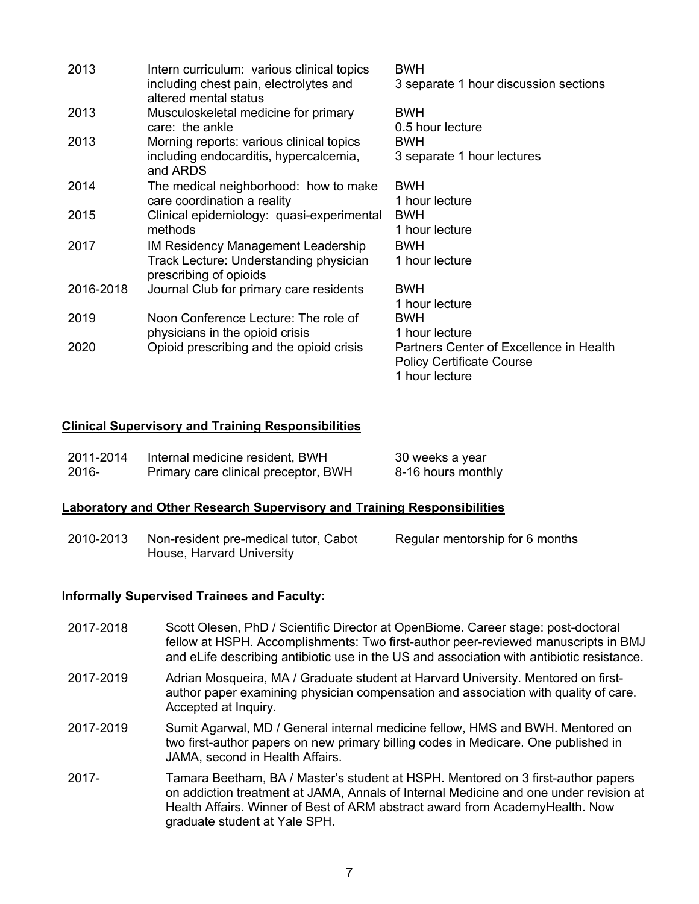| | | |
|---|---|---|
| 2013 | Intern curriculum: various clinical topics including chest pain, electrolytes and altered mental status | BWH<br>3 separate 1 hour discussion sections |
| 2013 | Musculoskeletal medicine for primary care: the ankle | BWH<br>0.5 hour lecture |
| 2013 | Morning reports: various clinical topics including endocarditis, hypercalcemia, and ARDS | BWH<br>3 separate 1 hour lectures |
| 2014 | The medical neighborhood: how to make care coordination a reality | BWH<br>1 hour lecture |
| 2015 | Clinical epidemiology: quasi-experimental methods | BWH<br>1 hour lecture |
| 2017 | IM Residency Management Leadership Track Lecture: Understanding physician prescribing of opioids | BWH<br>1 hour lecture |
| 2016-2018 | Journal Club for primary care residents | BWH<br>1 hour lecture |
| 2019 | Noon Conference Lecture: The role of physicians in the opioid crisis | BWH<br>1 hour lecture |
| 2020 | Opioid prescribing and the opioid crisis | Partners Center of Excellence in Health Policy Certificate Course<br>1 hour lecture |

## Clinical Supervisory and Training Responsibilities

| | | |
|---|---|---|
| 2011-2014 | Internal medicine resident, BWH | 30 weeks a year |
| 2016- | Primary care clinical preceptor, BWH | 8-16 hours monthly |

## Laboratory and Other Research Supervisory and Training Responsibilities

| | | |
|---|---|---|
| 2010-2013 | Non-resident pre-medical tutor, Cabot House, Harvard University | Regular mentorship for 6 months |

**Informally Supervised Trainees and Faculty:**

| | |
|---|---|
| 2017-2018 | Scott Olesen, PhD / Scientific Director at OpenBiome. Career stage: post-doctoral fellow at HSPH. Accomplishments: Two first-author peer-reviewed manuscripts in BMJ and eLife describing antibiotic use in the US and association with antibiotic resistance. |
| 2017-2019 | Adrian Mosqueira, MA / Graduate student at Harvard University. Mentored on first-author paper examining physician compensation and association with quality of care. Accepted at Inquiry. |
| 2017-2019 | Sumit Agarwal, MD / General internal medicine fellow, HMS and BWH. Mentored on two first-author papers on new primary billing codes in Medicare. One published in JAMA, second in Health Affairs. |
| 2017- | Tamara Beetham, BA / Master's student at HSPH. Mentored on 3 first-author papers on addiction treatment at JAMA, Annals of Internal Medicine and one under revision at Health Affairs. Winner of Best of ARM abstract award from AcademyHealth. Now graduate student at Yale SPH. |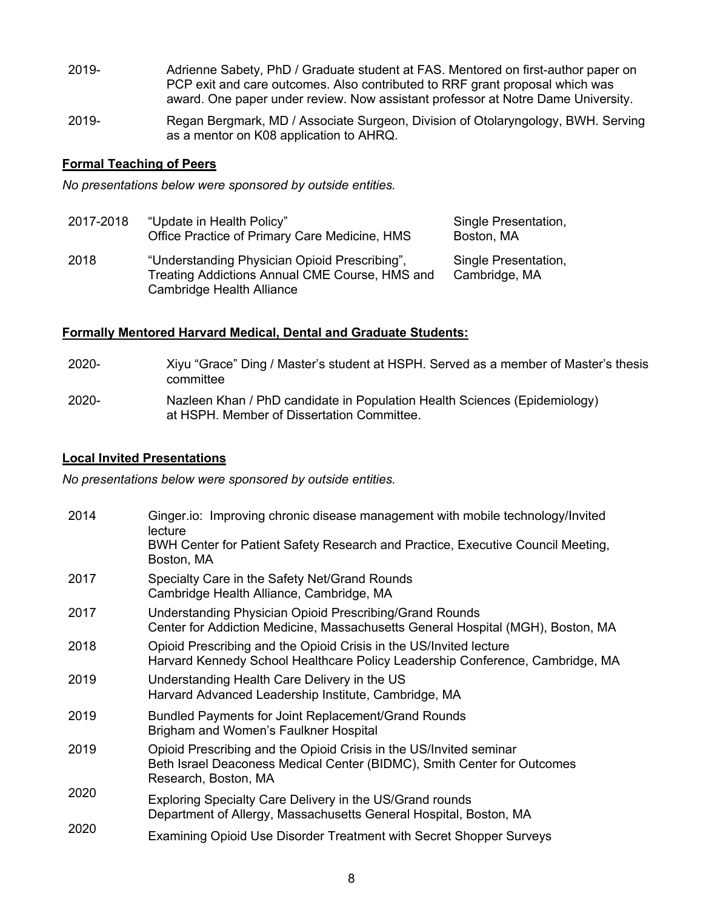| | |
|---|---|
| 2019- | Adrienne Sabety, PhD / Graduate student at FAS. Mentored on first-author paper on PCP exit and care outcomes. Also contributed to RRF grant proposal which was award. One paper under review. Now assistant professor at Notre Dame University. |
| 2019- | Regan Bergmark, MD / Associate Surgeon, Division of Otolaryngology, BWH. Serving as a mentor on K08 application to AHRQ. |

**Formal Teaching of Peers**

*No presentations below were sponsored by outside entities.*

| | | |
|---|---|---|
| 2017-2018 | "Update in Health Policy"<br>Office Practice of Primary Care Medicine, HMS | Single Presentation,<br>Boston, MA |
| 2018 | "Understanding Physician Opioid Prescribing", Treating Addictions Annual CME Course, HMS and Cambridge Health Alliance | Single Presentation,<br>Cambridge, MA |

**Formally Mentored Harvard Medical, Dental and Graduate Students:**

| | |
|---|---|
| 2020- | Xiyu "Grace" Ding / Master's student at HSPH. Served as a member of Master's thesis committee |
| 2020- | Nazleen Khan / PhD candidate in Population Health Sciences (Epidemiology) at HSPH. Member of Dissertation Committee. |

**Local Invited Presentations**

*No presentations below were sponsored by outside entities.*

| | |
|---|---|
| 2014 | Ginger.io: Improving chronic disease management with mobile technology/Invited lecture<br>BWH Center for Patient Safety Research and Practice, Executive Council Meeting, Boston, MA |
| 2017 | Specialty Care in the Safety Net/Grand Rounds<br>Cambridge Health Alliance, Cambridge, MA |
| 2017 | Understanding Physician Opioid Prescribing/Grand Rounds<br>Center for Addiction Medicine, Massachusetts General Hospital (MGH), Boston, MA |
| 2018 | Opioid Prescribing and the Opioid Crisis in the US/Invited lecture<br>Harvard Kennedy School Healthcare Policy Leadership Conference, Cambridge, MA |
| 2019 | Understanding Health Care Delivery in the US<br>Harvard Advanced Leadership Institute, Cambridge, MA |
| 2019 | Bundled Payments for Joint Replacement/Grand Rounds<br>Brigham and Women's Faulkner Hospital |
| 2019 | Opioid Prescribing and the Opioid Crisis in the US/Invited seminar<br>Beth Israel Deaconess Medical Center (BIDMC), Smith Center for Outcomes Research, Boston, MA |
| 2020 | Exploring Specialty Care Delivery in the US/Grand rounds<br>Department of Allergy, Massachusetts General Hospital, Boston, MA |
| 2020 | Examining Opioid Use Disorder Treatment with Secret Shopper Surveys |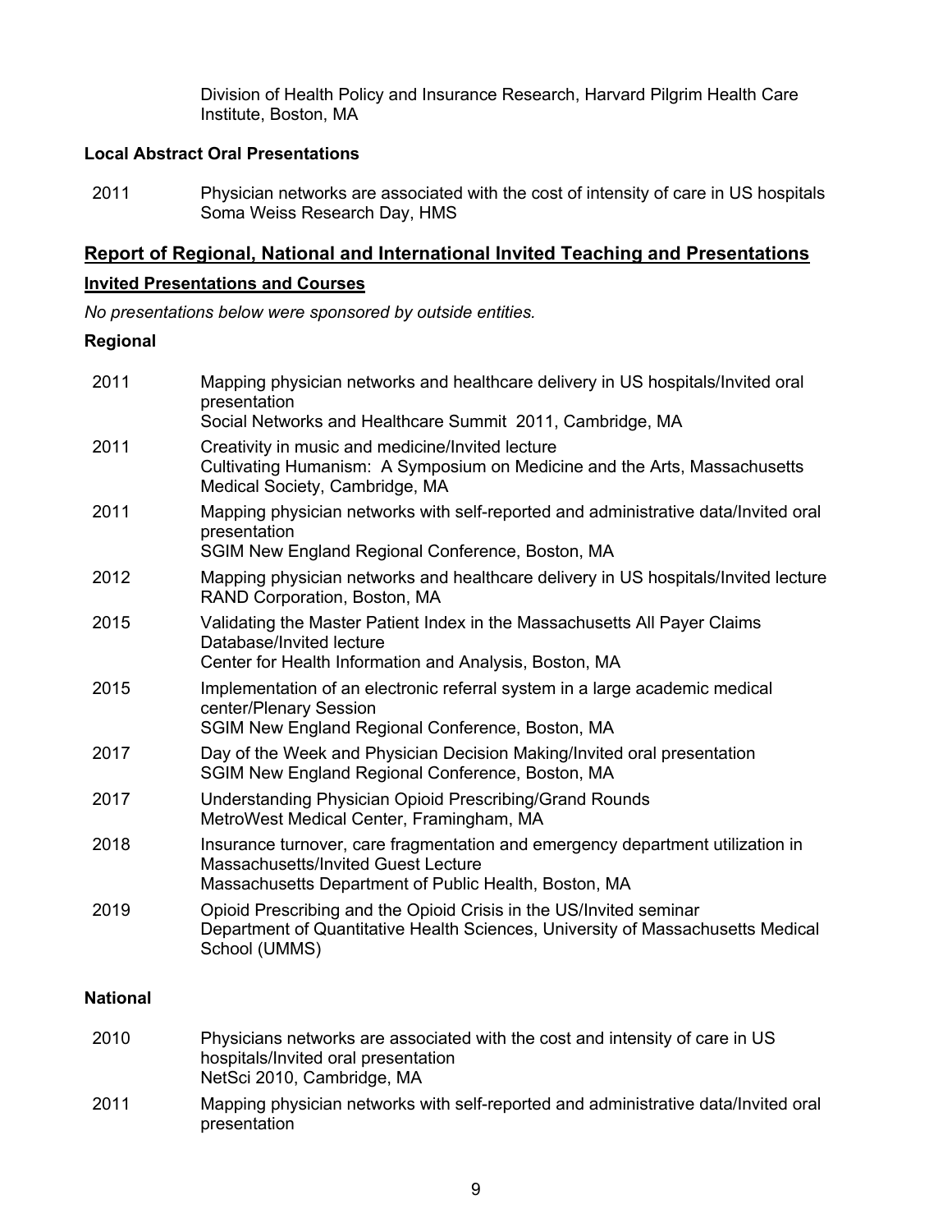Division of Health Policy and Insurance Research, Harvard Pilgrim Health Care Institute, Boston, MA

**Local Abstract Oral Presentations**

| | |
|---|---|
| 2011 | Physician networks are associated with the cost of intensity of care in US hospitals<br>Soma Weiss Research Day, HMS |

## Report of Regional, National and International Invited Teaching and Presentations

### Invited Presentations and Courses

*No presentations below were sponsored by outside entities.*

**Regional**

| | |
|---|---|
| 2011 | Mapping physician networks and healthcare delivery in US hospitals/Invited oral presentation<br>Social Networks and Healthcare Summit 2011, Cambridge, MA |
| 2011 | Creativity in music and medicine/Invited lecture<br>Cultivating Humanism: A Symposium on Medicine and the Arts, Massachusetts Medical Society, Cambridge, MA |
| 2011 | Mapping physician networks with self-reported and administrative data/Invited oral presentation<br>SGIM New England Regional Conference, Boston, MA |
| 2012 | Mapping physician networks and healthcare delivery in US hospitals/Invited lecture<br>RAND Corporation, Boston, MA |
| 2015 | Validating the Master Patient Index in the Massachusetts All Payer Claims Database/Invited lecture<br>Center for Health Information and Analysis, Boston, MA |
| 2015 | Implementation of an electronic referral system in a large academic medical center/Plenary Session<br>SGIM New England Regional Conference, Boston, MA |
| 2017 | Day of the Week and Physician Decision Making/Invited oral presentation<br>SGIM New England Regional Conference, Boston, MA |
| 2017 | Understanding Physician Opioid Prescribing/Grand Rounds<br>MetroWest Medical Center, Framingham, MA |
| 2018 | Insurance turnover, care fragmentation and emergency department utilization in Massachusetts/Invited Guest Lecture<br>Massachusetts Department of Public Health, Boston, MA |
| 2019 | Opioid Prescribing and the Opioid Crisis in the US/Invited seminar<br>Department of Quantitative Health Sciences, University of Massachusetts Medical School (UMMS) |

**National**

| | |
|---|---|
| 2010 | Physicians networks are associated with the cost and intensity of care in US hospitals/Invited oral presentation<br>NetSci 2010, Cambridge, MA |
| 2011 | Mapping physician networks with self-reported and administrative data/Invited oral presentation |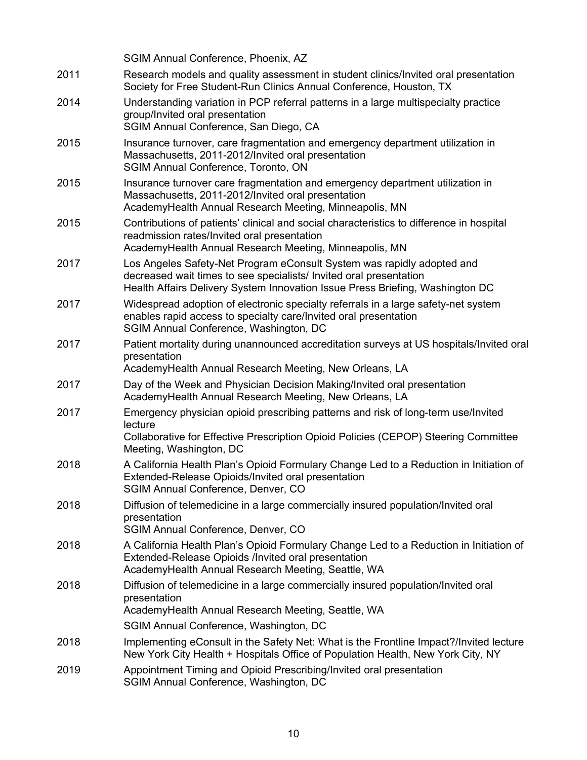SGIM Annual Conference, Phoenix, AZ

2011 Research models and quality assessment in student clinics/Invited oral presentation
Society for Free Student-Run Clinics Annual Conference, Houston, TX

2014 Understanding variation in PCP referral patterns in a large multispecialty practice group/Invited oral presentation
SGIM Annual Conference, San Diego, CA

2015 Insurance turnover, care fragmentation and emergency department utilization in Massachusetts, 2011-2012/Invited oral presentation
SGIM Annual Conference, Toronto, ON

2015 Insurance turnover care fragmentation and emergency department utilization in Massachusetts, 2011-2012/Invited oral presentation
AcademyHealth Annual Research Meeting, Minneapolis, MN

2015 Contributions of patients' clinical and social characteristics to difference in hospital readmission rates/Invited oral presentation
AcademyHealth Annual Research Meeting, Minneapolis, MN

2017 Los Angeles Safety-Net Program eConsult System was rapidly adopted and decreased wait times to see specialists/ Invited oral presentation
Health Affairs Delivery System Innovation Issue Press Briefing, Washington DC

2017 Widespread adoption of electronic specialty referrals in a large safety-net system enables rapid access to specialty care/Invited oral presentation
SGIM Annual Conference, Washington, DC

2017 Patient mortality during unannounced accreditation surveys at US hospitals/Invited oral presentation
AcademyHealth Annual Research Meeting, New Orleans, LA

2017 Day of the Week and Physician Decision Making/Invited oral presentation
AcademyHealth Annual Research Meeting, New Orleans, LA

2017 Emergency physician opioid prescribing patterns and risk of long-term use/Invited lecture
Collaborative for Effective Prescription Opioid Policies (CEPOP) Steering Committee Meeting, Washington, DC

2018 A California Health Plan's Opioid Formulary Change Led to a Reduction in Initiation of Extended-Release Opioids/Invited oral presentation
SGIM Annual Conference, Denver, CO

2018 Diffusion of telemedicine in a large commercially insured population/Invited oral presentation
SGIM Annual Conference, Denver, CO

2018 A California Health Plan's Opioid Formulary Change Led to a Reduction in Initiation of Extended-Release Opioids /Invited oral presentation
AcademyHealth Annual Research Meeting, Seattle, WA

2018 Diffusion of telemedicine in a large commercially insured population/Invited oral presentation
AcademyHealth Annual Research Meeting, Seattle, WA
SGIM Annual Conference, Washington, DC

2018 Implementing eConsult in the Safety Net: What is the Frontline Impact?/Invited lecture
New York City Health + Hospitals Office of Population Health, New York City, NY

2019 Appointment Timing and Opioid Prescribing/Invited oral presentation
SGIM Annual Conference, Washington, DC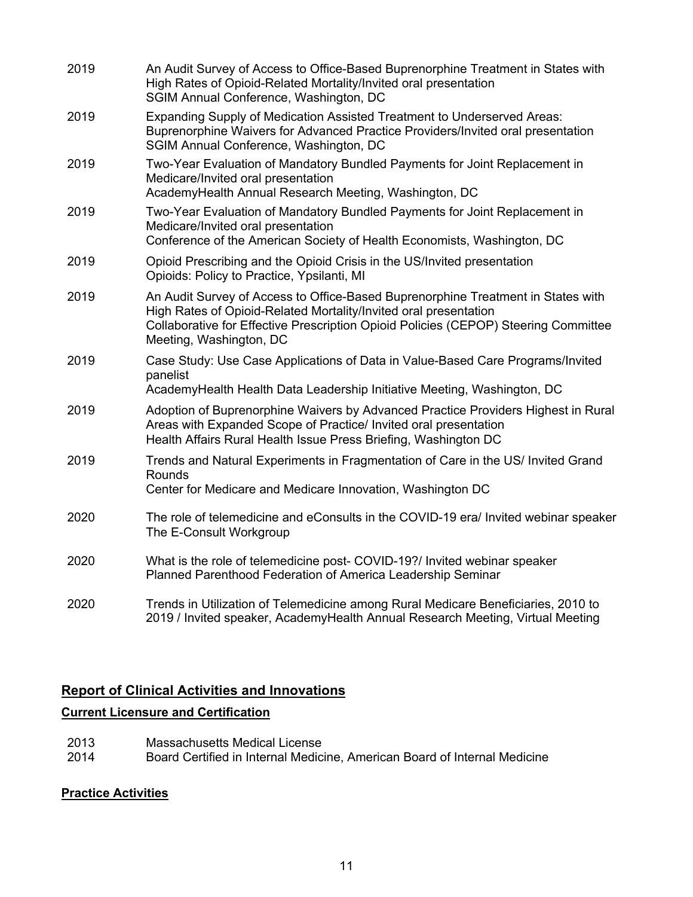| | |
|---|---|
| 2019 | An Audit Survey of Access to Office-Based Buprenorphine Treatment in States with High Rates of Opioid-Related Mortality/Invited oral presentation<br>SGIM Annual Conference, Washington, DC |
| 2019 | Expanding Supply of Medication Assisted Treatment to Underserved Areas: Buprenorphine Waivers for Advanced Practice Providers/Invited oral presentation<br>SGIM Annual Conference, Washington, DC |
| 2019 | Two-Year Evaluation of Mandatory Bundled Payments for Joint Replacement in Medicare/Invited oral presentation<br>AcademyHealth Annual Research Meeting, Washington, DC |
| 2019 | Two-Year Evaluation of Mandatory Bundled Payments for Joint Replacement in Medicare/Invited oral presentation<br>Conference of the American Society of Health Economists, Washington, DC |
| 2019 | Opioid Prescribing and the Opioid Crisis in the US/Invited presentation<br>Opioids: Policy to Practice, Ypsilanti, MI |
| 2019 | An Audit Survey of Access to Office-Based Buprenorphine Treatment in States with High Rates of Opioid-Related Mortality/Invited oral presentation<br>Collaborative for Effective Prescription Opioid Policies (CEPOP) Steering Committee Meeting, Washington, DC |
| 2019 | Case Study: Use Case Applications of Data in Value-Based Care Programs/Invited panelist<br>AcademyHealth Health Data Leadership Initiative Meeting, Washington, DC |
| 2019 | Adoption of Buprenorphine Waivers by Advanced Practice Providers Highest in Rural Areas with Expanded Scope of Practice/ Invited oral presentation<br>Health Affairs Rural Health Issue Press Briefing, Washington DC |
| 2019 | Trends and Natural Experiments in Fragmentation of Care in the US/ Invited Grand Rounds<br>Center for Medicare and Medicare Innovation, Washington DC |
| 2020 | The role of telemedicine and eConsults in the COVID-19 era/ Invited webinar speaker<br>The E-Consult Workgroup |
| 2020 | What is the role of telemedicine post- COVID-19?/ Invited webinar speaker<br>Planned Parenthood Federation of America Leadership Seminar |
| 2020 | Trends in Utilization of Telemedicine among Rural Medicare Beneficiaries, 2010 to 2019 / Invited speaker, AcademyHealth Annual Research Meeting, Virtual Meeting |

## Report of Clinical Activities and Innovations

### Current Licensure and Certification

| | |
|---|---|
| 2013 | Massachusetts Medical License |
| 2014 | Board Certified in Internal Medicine, American Board of Internal Medicine |

### Practice Activities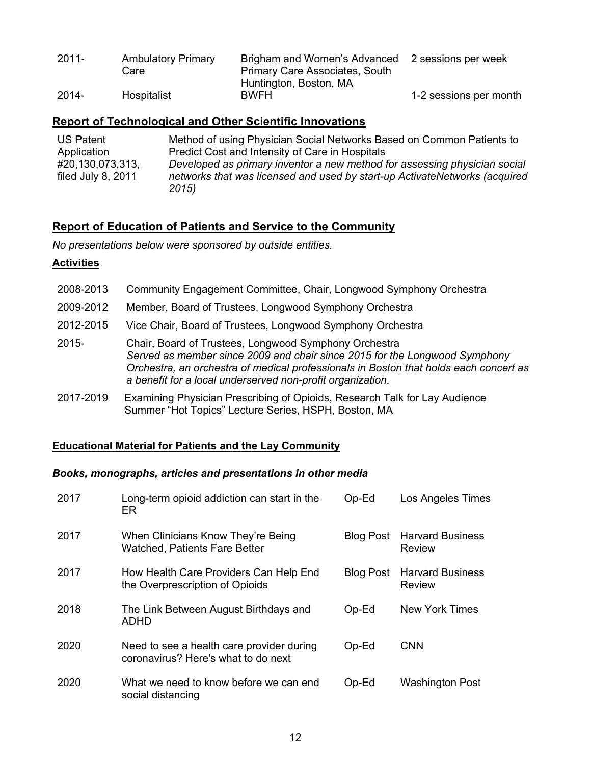| | | | |
|---|---|---|---|
| 2011- | Ambulatory Primary Care | Brigham and Women's Advanced Primary Care Associates, South Huntington, Boston, MA | 2 sessions per week |
| 2014- | Hospitalist | BWFH | 1-2 sessions per month |

## Report of Technological and Other Scientific Innovations

| | |
|---|---|
| US Patent Application #20,130,073,313, filed July 8, 2011 | Method of using Physician Social Networks Based on Common Patients to Predict Cost and Intensity of Care in Hospitals<br>*Developed as primary inventor a new method for assessing physician social networks that was licensed and used by start-up ActivateNetworks (acquired 2015)* |

## Report of Education of Patients and Service to the Community

*No presentations below were sponsored by outside entities.*

### Activities

| | |
|---|---|
| 2008-2013 | Community Engagement Committee, Chair, Longwood Symphony Orchestra |
| 2009-2012 | Member, Board of Trustees, Longwood Symphony Orchestra |
| 2012-2015 | Vice Chair, Board of Trustees, Longwood Symphony Orchestra |
| 2015- | Chair, Board of Trustees, Longwood Symphony Orchestra<br>*Served as member since 2009 and chair since 2015 for the Longwood Symphony Orchestra, an orchestra of medical professionals in Boston that holds each concert as a benefit for a local underserved non-profit organization*. |
| 2017-2019 | Examining Physician Prescribing of Opioids, Research Talk for Lay Audience Summer "Hot Topics" Lecture Series, HSPH, Boston, MA |

### Educational Material for Patients and the Lay Community

#### *Books, monographs, articles and presentations in other media*

| | | | |
|---|---|---|---|
| 2017 | Long-term opioid addiction can start in the ER | Op-Ed | Los Angeles Times |
| 2017 | When Clinicians Know They're Being Watched, Patients Fare Better | Blog Post | Harvard Business Review |
| 2017 | How Health Care Providers Can Help End the Overprescription of Opioids | Blog Post | Harvard Business Review |
| 2018 | The Link Between August Birthdays and ADHD | Op-Ed | New York Times |
| 2020 | Need to see a health care provider during coronavirus? Here's what to do next | Op-Ed | CNN |
| 2020 | What we need to know before we can end social distancing | Op-Ed | Washington Post |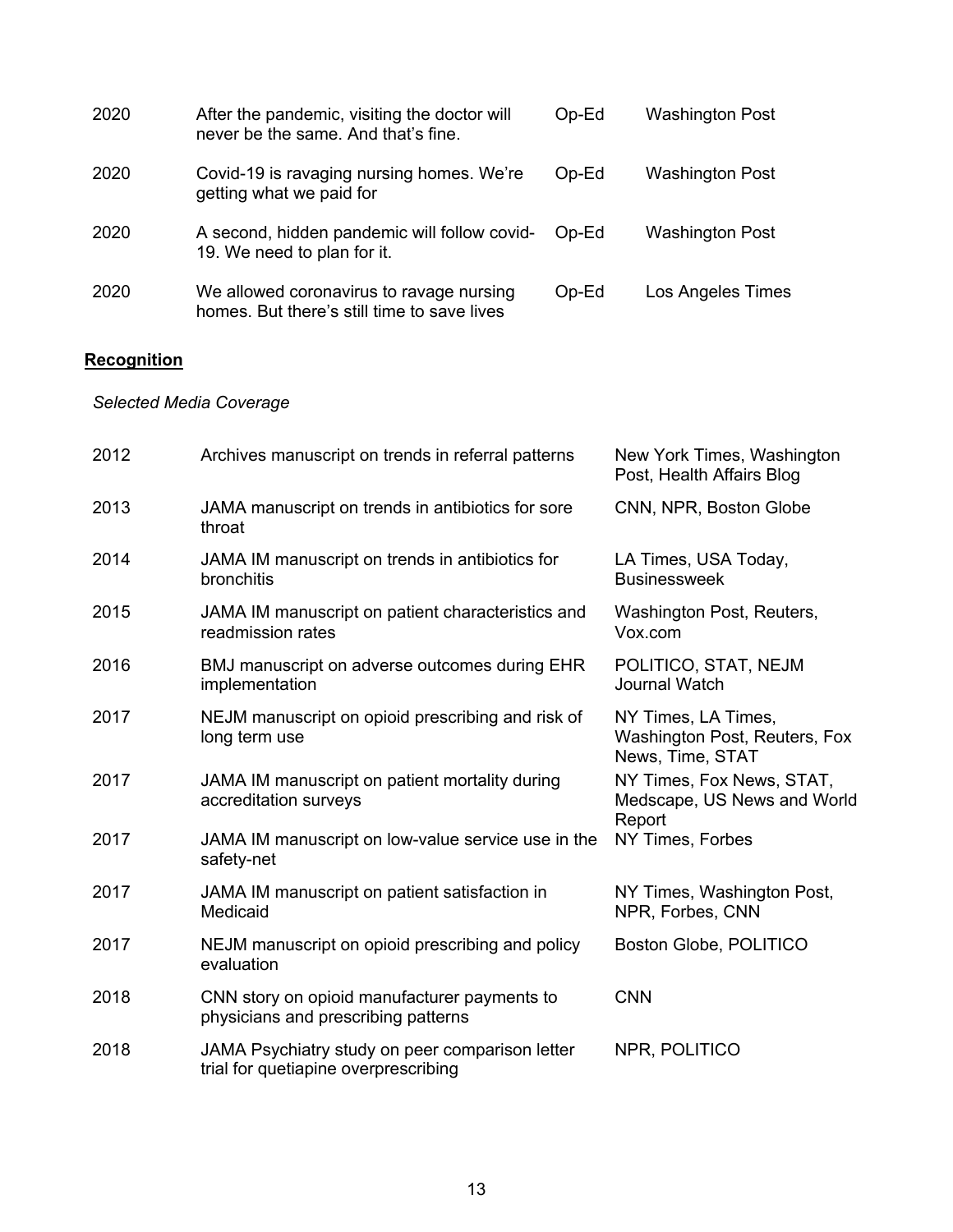| | | | |
|---|---|---|---|
| 2020 | After the pandemic, visiting the doctor will never be the same. And that's fine. | Op-Ed | Washington Post |
| 2020 | Covid-19 is ravaging nursing homes. We're getting what we paid for | Op-Ed | Washington Post |
| 2020 | A second, hidden pandemic will follow covid-19. We need to plan for it. | Op-Ed | Washington Post |
| 2020 | We allowed coronavirus to ravage nursing homes. But there's still time to save lives | Op-Ed | Los Angeles Times |

## **Recognition**

*Selected Media Coverage*

| | | |
|---|---|---|
| 2012 | Archives manuscript on trends in referral patterns | New York Times, Washington Post, Health Affairs Blog |
| 2013 | JAMA manuscript on trends in antibiotics for sore throat | CNN, NPR, Boston Globe |
| 2014 | JAMA IM manuscript on trends in antibiotics for bronchitis | LA Times, USA Today, Businessweek |
| 2015 | JAMA IM manuscript on patient characteristics and readmission rates | Washington Post, Reuters, Vox.com |
| 2016 | BMJ manuscript on adverse outcomes during EHR implementation | POLITICO, STAT, NEJM Journal Watch |
| 2017 | NEJM manuscript on opioid prescribing and risk of long term use | NY Times, LA Times, Washington Post, Reuters, Fox News, Time, STAT |
| 2017 | JAMA IM manuscript on patient mortality during accreditation surveys | NY Times, Fox News, STAT, Medscape, US News and World Report |
| 2017 | JAMA IM manuscript on low-value service use in the safety-net | NY Times, Forbes |
| 2017 | JAMA IM manuscript on patient satisfaction in Medicaid | NY Times, Washington Post, NPR, Forbes, CNN |
| 2017 | NEJM manuscript on opioid prescribing and policy evaluation | Boston Globe, POLITICO |
| 2018 | CNN story on opioid manufacturer payments to physicians and prescribing patterns | CNN |
| 2018 | JAMA Psychiatry study on peer comparison letter trial for quetiapine overprescribing | NPR, POLITICO |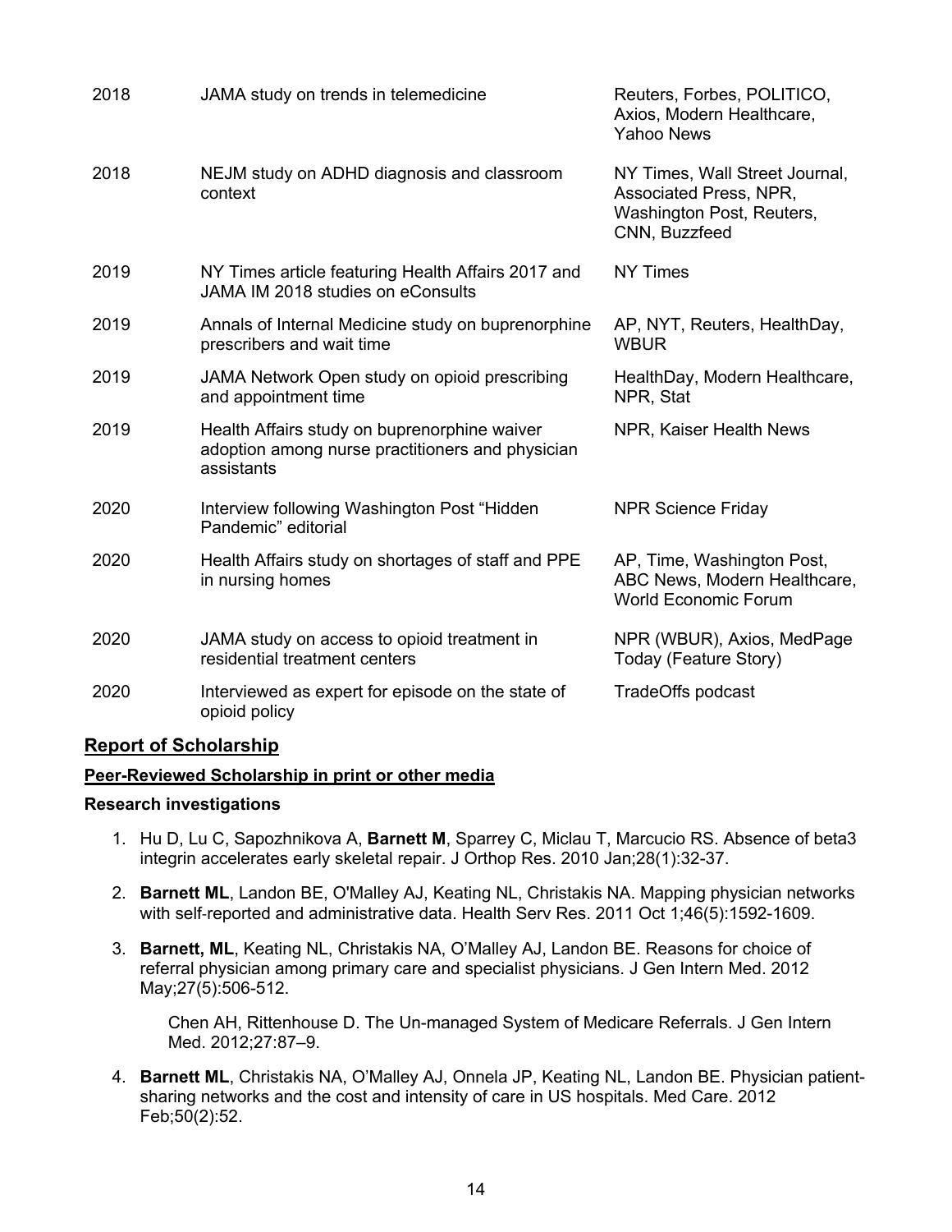| | | |
|---|---|---|
| 2018 | JAMA study on trends in telemedicine | Reuters, Forbes, POLITICO, Axios, Modern Healthcare, Yahoo News |
| 2018 | NEJM study on ADHD diagnosis and classroom context | NY Times, Wall Street Journal, Associated Press, NPR, Washington Post, Reuters, CNN, Buzzfeed |
| 2019 | NY Times article featuring Health Affairs 2017 and JAMA IM 2018 studies on eConsults | NY Times |
| 2019 | Annals of Internal Medicine study on buprenorphine prescribers and wait time | AP, NYT, Reuters, HealthDay, WBUR |
| 2019 | JAMA Network Open study on opioid prescribing and appointment time | HealthDay, Modern Healthcare, NPR, Stat |
| 2019 | Health Affairs study on buprenorphine waiver adoption among nurse practitioners and physician assistants | NPR, Kaiser Health News |
| 2020 | Interview following Washington Post "Hidden Pandemic" editorial | NPR Science Friday |
| 2020 | Health Affairs study on shortages of staff and PPE in nursing homes | AP, Time, Washington Post, ABC News, Modern Healthcare, World Economic Forum |
| 2020 | JAMA study on access to opioid treatment in residential treatment centers | NPR (WBUR), Axios, MedPage Today (Feature Story) |
| 2020 | Interviewed as expert for episode on the state of opioid policy | TradeOffs podcast |

## Report of Scholarship

### Peer-Reviewed Scholarship in print or other media

#### Research investigations

1. Hu D, Lu C, Sapozhnikova A, **Barnett M**, Sparrey C, Miclau T, Marcucio RS. Absence of beta3 integrin accelerates early skeletal repair. J Orthop Res. 2010 Jan;28(1):32-37.

2. **Barnett ML**, Landon BE, O'Malley AJ, Keating NL, Christakis NA. Mapping physician networks with self-reported and administrative data. Health Serv Res. 2011 Oct 1;46(5):1592-1609.

3. **Barnett, ML**, Keating NL, Christakis NA, O'Malley AJ, Landon BE. Reasons for choice of referral physician among primary care and specialist physicians. J Gen Intern Med. 2012 May;27(5):506-512.

   Chen AH, Rittenhouse D. The Un-managed System of Medicare Referrals. J Gen Intern Med. 2012;27:87–9.

4. **Barnett ML**, Christakis NA, O'Malley AJ, Onnela JP, Keating NL, Landon BE. Physician patient-sharing networks and the cost and intensity of care in US hospitals. Med Care. 2012 Feb;50(2):52.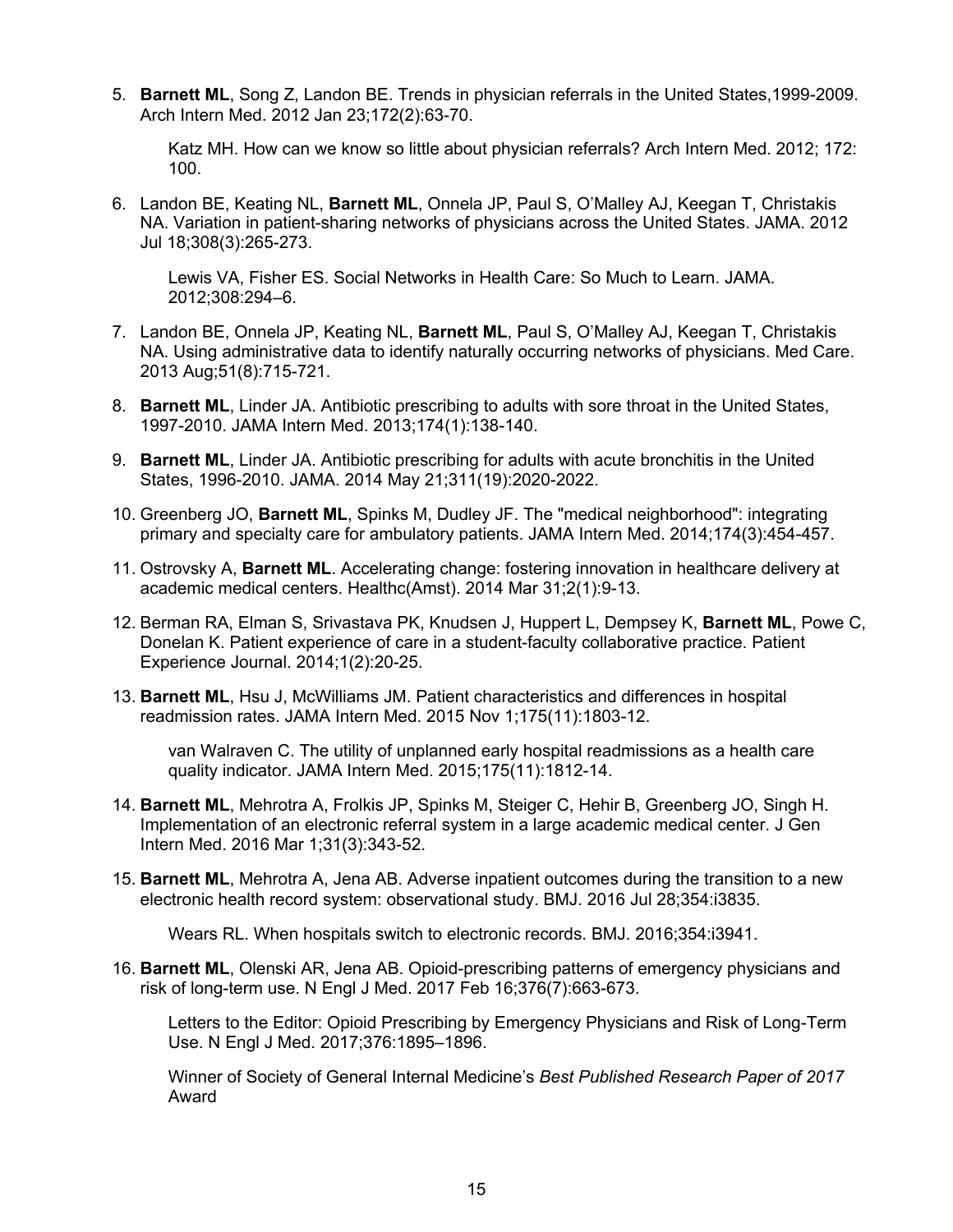5. **Barnett ML**, Song Z, Landon BE. Trends in physician referrals in the United States,1999-2009. Arch Intern Med. 2012 Jan 23;172(2):63-70.

   Katz MH. How can we know so little about physician referrals? Arch Intern Med. 2012; 172: 100.

6. Landon BE, Keating NL, **Barnett ML**, Onnela JP, Paul S, O'Malley AJ, Keegan T, Christakis NA. Variation in patient-sharing networks of physicians across the United States. JAMA. 2012 Jul 18;308(3):265-273.

   Lewis VA, Fisher ES. Social Networks in Health Care: So Much to Learn. JAMA. 2012;308:294–6.

7. Landon BE, Onnela JP, Keating NL, **Barnett ML**, Paul S, O'Malley AJ, Keegan T, Christakis NA. Using administrative data to identify naturally occurring networks of physicians. Med Care. 2013 Aug;51(8):715-721.

8. **Barnett ML**, Linder JA. Antibiotic prescribing to adults with sore throat in the United States, 1997-2010. JAMA Intern Med. 2013;174(1):138-140.

9. **Barnett ML**, Linder JA. Antibiotic prescribing for adults with acute bronchitis in the United States, 1996-2010. JAMA. 2014 May 21;311(19):2020-2022.

10. Greenberg JO, **Barnett ML**, Spinks M, Dudley JF. The "medical neighborhood": integrating primary and specialty care for ambulatory patients. JAMA Intern Med. 2014;174(3):454-457.

11. Ostrovsky A, **Barnett ML**. Accelerating change: fostering innovation in healthcare delivery at academic medical centers. Healthc(Amst). 2014 Mar 31;2(1):9-13.

12. Berman RA, Elman S, Srivastava PK, Knudsen J, Huppert L, Dempsey K, **Barnett ML**, Powe C, Donelan K. Patient experience of care in a student-faculty collaborative practice. Patient Experience Journal. 2014;1(2):20-25.

13. **Barnett ML**, Hsu J, McWilliams JM. Patient characteristics and differences in hospital readmission rates. JAMA Intern Med. 2015 Nov 1;175(11):1803-12.

    van Walraven C. The utility of unplanned early hospital readmissions as a health care quality indicator. JAMA Intern Med. 2015;175(11):1812-14.

14. **Barnett ML**, Mehrotra A, Frolkis JP, Spinks M, Steiger C, Hehir B, Greenberg JO, Singh H. Implementation of an electronic referral system in a large academic medical center. J Gen Intern Med. 2016 Mar 1;31(3):343-52.

15. **Barnett ML**, Mehrotra A, Jena AB. Adverse inpatient outcomes during the transition to a new electronic health record system: observational study. BMJ. 2016 Jul 28;354:i3835.

    Wears RL. When hospitals switch to electronic records. BMJ. 2016;354:i3941.

16. **Barnett ML**, Olenski AR, Jena AB. Opioid-prescribing patterns of emergency physicians and risk of long-term use. N Engl J Med. 2017 Feb 16;376(7):663-673.

    Letters to the Editor: Opioid Prescribing by Emergency Physicians and Risk of Long-Term Use. N Engl J Med. 2017;376:1895–1896.

    Winner of Society of General Internal Medicine's *Best Published Research Paper of 2017* Award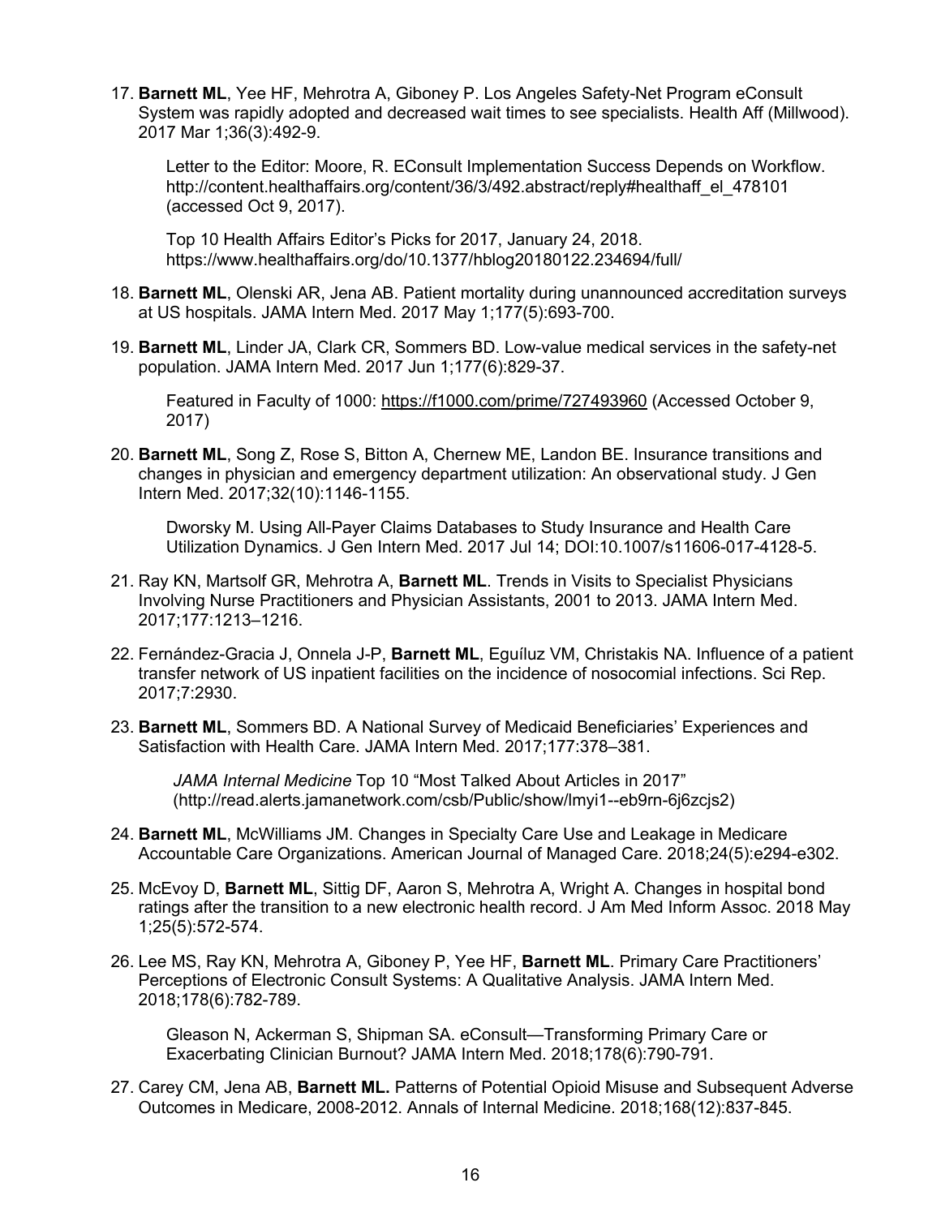17. **Barnett ML**, Yee HF, Mehrotra A, Giboney P. Los Angeles Safety-Net Program eConsult System was rapidly adopted and decreased wait times to see specialists. Health Aff (Millwood). 2017 Mar 1;36(3):492-9.

    Letter to the Editor: Moore, R. EConsult Implementation Success Depends on Workflow. http://content.healthaffairs.org/content/36/3/492.abstract/reply#healthaff_el_478101 (accessed Oct 9, 2017).

    Top 10 Health Affairs Editor's Picks for 2017, January 24, 2018. https://www.healthaffairs.org/do/10.1377/hblog20180122.234694/full/

18. **Barnett ML**, Olenski AR, Jena AB. Patient mortality during unannounced accreditation surveys at US hospitals. JAMA Intern Med. 2017 May 1;177(5):693-700.

19. **Barnett ML**, Linder JA, Clark CR, Sommers BD. Low-value medical services in the safety-net population. JAMA Intern Med. 2017 Jun 1;177(6):829-37.

    Featured in Faculty of 1000: https://f1000.com/prime/727493960 (Accessed October 9, 2017)

20. **Barnett ML**, Song Z, Rose S, Bitton A, Chernew ME, Landon BE. Insurance transitions and changes in physician and emergency department utilization: An observational study. J Gen Intern Med. 2017;32(10):1146-1155.

    Dworsky M. Using All-Payer Claims Databases to Study Insurance and Health Care Utilization Dynamics. J Gen Intern Med. 2017 Jul 14; DOI:10.1007/s11606-017-4128-5.

21. Ray KN, Martsolf GR, Mehrotra A, **Barnett ML**. Trends in Visits to Specialist Physicians Involving Nurse Practitioners and Physician Assistants, 2001 to 2013. JAMA Intern Med. 2017;177:1213–1216.

22. Fernández-Gracia J, Onnela J-P, **Barnett ML**, Eguíluz VM, Christakis NA. Influence of a patient transfer network of US inpatient facilities on the incidence of nosocomial infections. Sci Rep. 2017;7:2930.

23. **Barnett ML**, Sommers BD. A National Survey of Medicaid Beneficiaries' Experiences and Satisfaction with Health Care. JAMA Intern Med. 2017;177:378–381.

    *JAMA Internal Medicine* Top 10 "Most Talked About Articles in 2017" (http://read.alerts.jamanetwork.com/csb/Public/show/lmyi1--eb9rn-6j6zcjs2)

24. **Barnett ML**, McWilliams JM. Changes in Specialty Care Use and Leakage in Medicare Accountable Care Organizations. American Journal of Managed Care. 2018;24(5):e294-e302.

25. McEvoy D, **Barnett ML**, Sittig DF, Aaron S, Mehrotra A, Wright A. Changes in hospital bond ratings after the transition to a new electronic health record. J Am Med Inform Assoc. 2018 May 1;25(5):572-574.

26. Lee MS, Ray KN, Mehrotra A, Giboney P, Yee HF, **Barnett ML**. Primary Care Practitioners' Perceptions of Electronic Consult Systems: A Qualitative Analysis. JAMA Intern Med. 2018;178(6):782-789.

    Gleason N, Ackerman S, Shipman SA. eConsult—Transforming Primary Care or Exacerbating Clinician Burnout? JAMA Intern Med. 2018;178(6):790-791.

27. Carey CM, Jena AB, **Barnett ML.** Patterns of Potential Opioid Misuse and Subsequent Adverse Outcomes in Medicare, 2008-2012. Annals of Internal Medicine. 2018;168(12):837-845.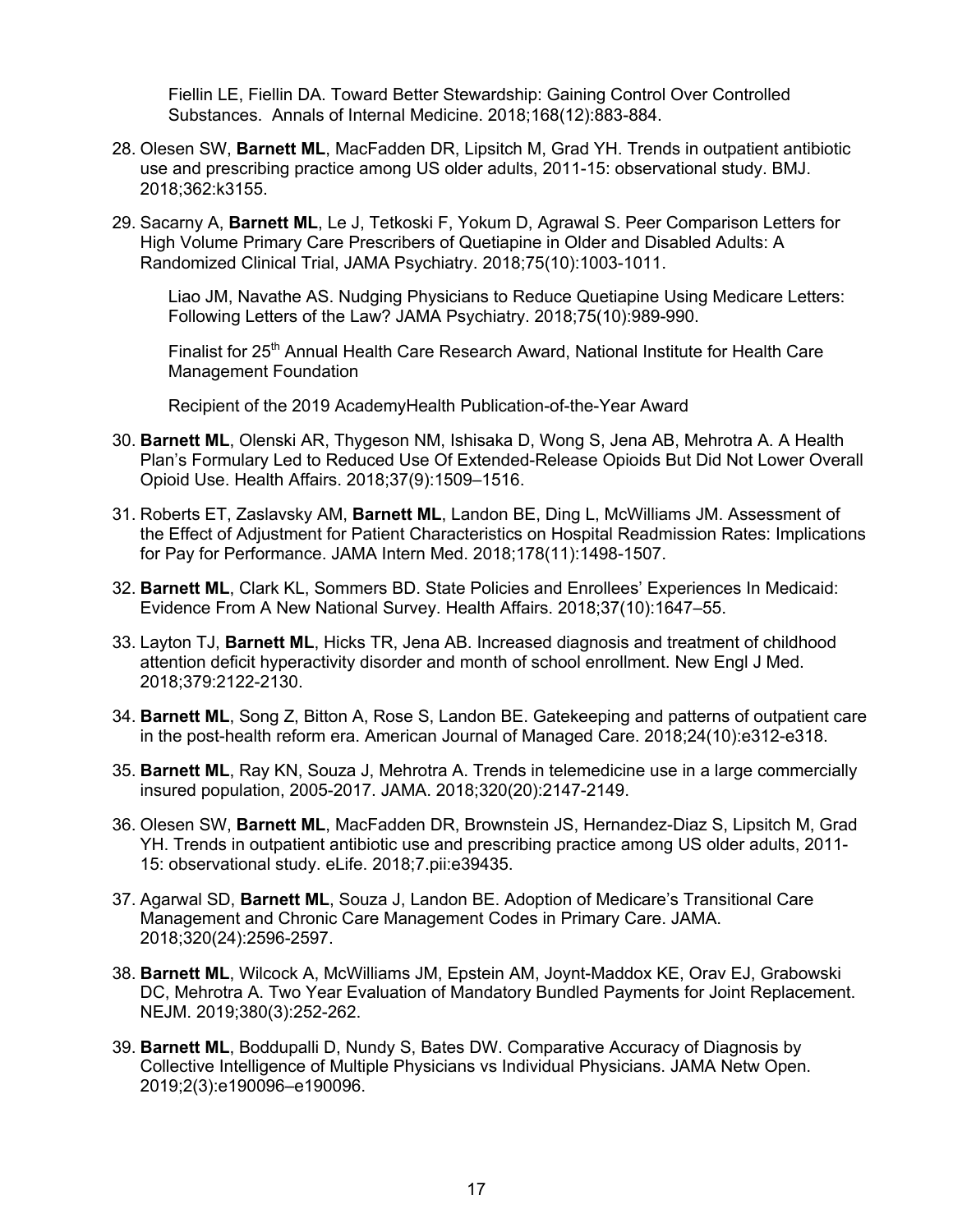Fiellin LE, Fiellin DA. Toward Better Stewardship: Gaining Control Over Controlled Substances. Annals of Internal Medicine. 2018;168(12):883-884.

28. Olesen SW, **Barnett ML**, MacFadden DR, Lipsitch M, Grad YH. Trends in outpatient antibiotic use and prescribing practice among US older adults, 2011-15: observational study. BMJ. 2018;362:k3155.

29. Sacarny A, **Barnett ML**, Le J, Tetkoski F, Yokum D, Agrawal S. Peer Comparison Letters for High Volume Primary Care Prescribers of Quetiapine in Older and Disabled Adults: A Randomized Clinical Trial, JAMA Psychiatry. 2018;75(10):1003-1011.

    Liao JM, Navathe AS. Nudging Physicians to Reduce Quetiapine Using Medicare Letters: Following Letters of the Law? JAMA Psychiatry. 2018;75(10):989-990.

    Finalist for 25th Annual Health Care Research Award, National Institute for Health Care Management Foundation

    Recipient of the 2019 AcademyHealth Publication-of-the-Year Award

30. **Barnett ML**, Olenski AR, Thygeson NM, Ishisaka D, Wong S, Jena AB, Mehrotra A. A Health Plan's Formulary Led to Reduced Use Of Extended-Release Opioids But Did Not Lower Overall Opioid Use. Health Affairs. 2018;37(9):1509–1516.

31. Roberts ET, Zaslavsky AM, **Barnett ML**, Landon BE, Ding L, McWilliams JM. Assessment of the Effect of Adjustment for Patient Characteristics on Hospital Readmission Rates: Implications for Pay for Performance. JAMA Intern Med. 2018;178(11):1498-1507.

32. **Barnett ML**, Clark KL, Sommers BD. State Policies and Enrollees' Experiences In Medicaid: Evidence From A New National Survey. Health Affairs. 2018;37(10):1647–55.

33. Layton TJ, **Barnett ML**, Hicks TR, Jena AB. Increased diagnosis and treatment of childhood attention deficit hyperactivity disorder and month of school enrollment. New Engl J Med. 2018;379:2122-2130.

34. **Barnett ML**, Song Z, Bitton A, Rose S, Landon BE. Gatekeeping and patterns of outpatient care in the post-health reform era. American Journal of Managed Care. 2018;24(10):e312-e318.

35. **Barnett ML**, Ray KN, Souza J, Mehrotra A. Trends in telemedicine use in a large commercially insured population, 2005-2017. JAMA. 2018;320(20):2147-2149.

36. Olesen SW, **Barnett ML**, MacFadden DR, Brownstein JS, Hernandez-Diaz S, Lipsitch M, Grad YH. Trends in outpatient antibiotic use and prescribing practice among US older adults, 2011-15: observational study. eLife. 2018;7.pii:e39435.

37. Agarwal SD, **Barnett ML**, Souza J, Landon BE. Adoption of Medicare's Transitional Care Management and Chronic Care Management Codes in Primary Care. JAMA. 2018;320(24):2596-2597.

38. **Barnett ML**, Wilcock A, McWilliams JM, Epstein AM, Joynt-Maddox KE, Orav EJ, Grabowski DC, Mehrotra A. Two Year Evaluation of Mandatory Bundled Payments for Joint Replacement. NEJM. 2019;380(3):252-262.

39. **Barnett ML**, Boddupalli D, Nundy S, Bates DW. Comparative Accuracy of Diagnosis by Collective Intelligence of Multiple Physicians vs Individual Physicians. JAMA Netw Open. 2019;2(3):e190096–e190096.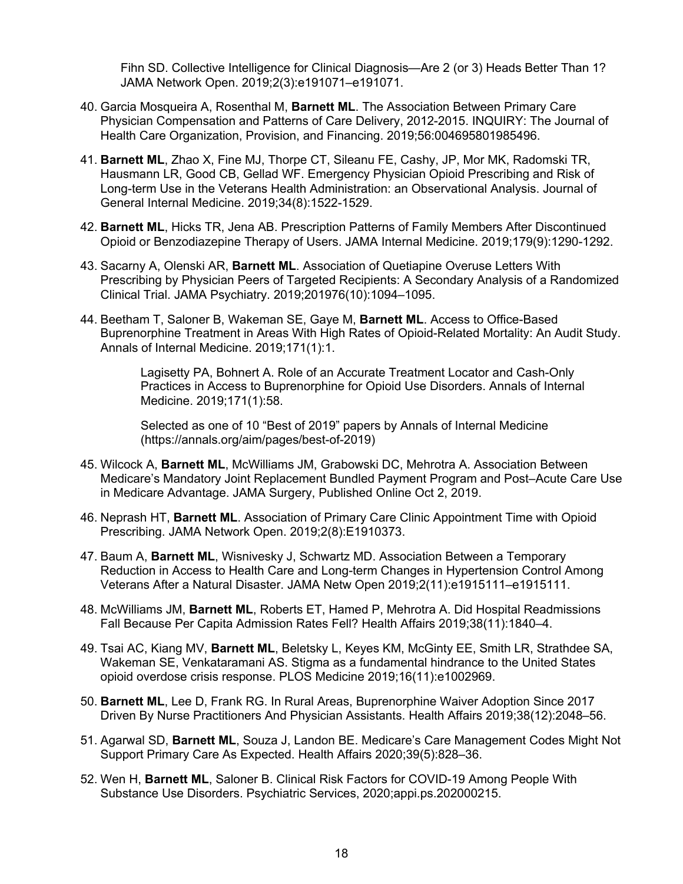Fihn SD. Collective Intelligence for Clinical Diagnosis—Are 2 (or 3) Heads Better Than 1? JAMA Network Open. 2019;2(3):e191071–e191071.

40. Garcia Mosqueira A, Rosenthal M, **Barnett ML**. The Association Between Primary Care Physician Compensation and Patterns of Care Delivery, 2012-2015. INQUIRY: The Journal of Health Care Organization, Provision, and Financing. 2019;56:004695801985496.

41. **Barnett ML**, Zhao X, Fine MJ, Thorpe CT, Sileanu FE, Cashy, JP, Mor MK, Radomski TR, Hausmann LR, Good CB, Gellad WF. Emergency Physician Opioid Prescribing and Risk of Long-term Use in the Veterans Health Administration: an Observational Analysis. Journal of General Internal Medicine. 2019;34(8):1522-1529.

42. **Barnett ML**, Hicks TR, Jena AB. Prescription Patterns of Family Members After Discontinued Opioid or Benzodiazepine Therapy of Users. JAMA Internal Medicine. 2019;179(9):1290-1292.

43. Sacarny A, Olenski AR, **Barnett ML**. Association of Quetiapine Overuse Letters With Prescribing by Physician Peers of Targeted Recipients: A Secondary Analysis of a Randomized Clinical Trial. JAMA Psychiatry. 2019;201976(10):1094–1095.

44. Beetham T, Saloner B, Wakeman SE, Gaye M, **Barnett ML**. Access to Office-Based Buprenorphine Treatment in Areas With High Rates of Opioid-Related Mortality: An Audit Study. Annals of Internal Medicine. 2019;171(1):1.

    Lagisetty PA, Bohnert A. Role of an Accurate Treatment Locator and Cash-Only Practices in Access to Buprenorphine for Opioid Use Disorders. Annals of Internal Medicine. 2019;171(1):58.

    Selected as one of 10 "Best of 2019" papers by Annals of Internal Medicine (https://annals.org/aim/pages/best-of-2019)

45. Wilcock A, **Barnett ML**, McWilliams JM, Grabowski DC, Mehrotra A. Association Between Medicare's Mandatory Joint Replacement Bundled Payment Program and Post–Acute Care Use in Medicare Advantage. JAMA Surgery, Published Online Oct 2, 2019.

46. Neprash HT, **Barnett ML**. Association of Primary Care Clinic Appointment Time with Opioid Prescribing. JAMA Network Open. 2019;2(8):E1910373.

47. Baum A, **Barnett ML**, Wisnivesky J, Schwartz MD. Association Between a Temporary Reduction in Access to Health Care and Long-term Changes in Hypertension Control Among Veterans After a Natural Disaster. JAMA Netw Open 2019;2(11):e1915111–e1915111.

48. McWilliams JM, **Barnett ML**, Roberts ET, Hamed P, Mehrotra A. Did Hospital Readmissions Fall Because Per Capita Admission Rates Fell? Health Affairs 2019;38(11):1840–4.

49. Tsai AC, Kiang MV, **Barnett ML**, Beletsky L, Keyes KM, McGinty EE, Smith LR, Strathdee SA, Wakeman SE, Venkataramani AS. Stigma as a fundamental hindrance to the United States opioid overdose crisis response. PLOS Medicine 2019;16(11):e1002969.

50. **Barnett ML**, Lee D, Frank RG. In Rural Areas, Buprenorphine Waiver Adoption Since 2017 Driven By Nurse Practitioners And Physician Assistants. Health Affairs 2019;38(12):2048–56.

51. Agarwal SD, **Barnett ML**, Souza J, Landon BE. Medicare's Care Management Codes Might Not Support Primary Care As Expected. Health Affairs 2020;39(5):828–36.

52. Wen H, **Barnett ML**, Saloner B. Clinical Risk Factors for COVID-19 Among People With Substance Use Disorders. Psychiatric Services, 2020;appi.ps.202000215.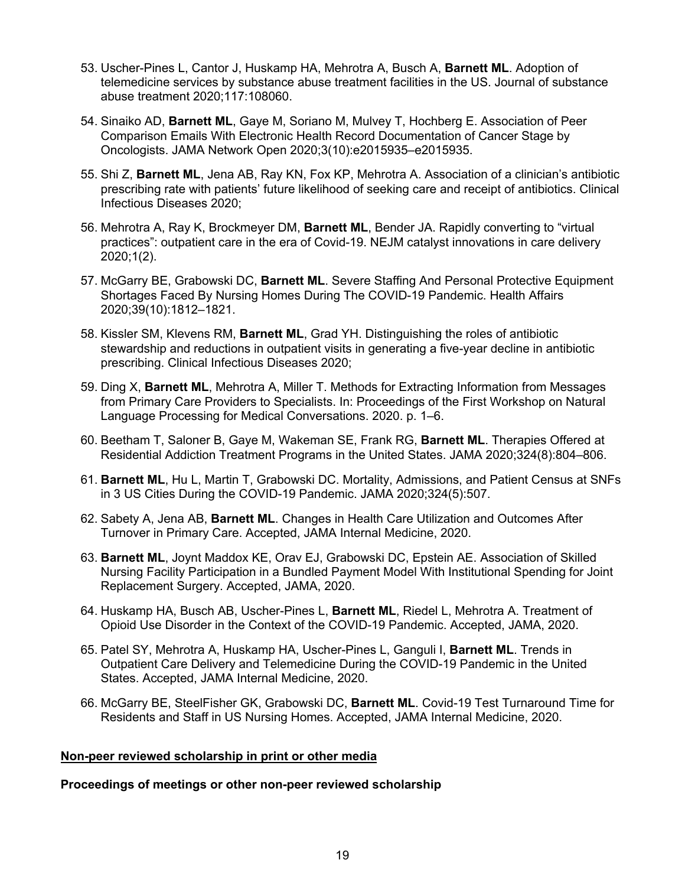53. Uscher-Pines L, Cantor J, Huskamp HA, Mehrotra A, Busch A, **Barnett ML**. Adoption of telemedicine services by substance abuse treatment facilities in the US. Journal of substance abuse treatment 2020;117:108060.

54. Sinaiko AD, **Barnett ML**, Gaye M, Soriano M, Mulvey T, Hochberg E. Association of Peer Comparison Emails With Electronic Health Record Documentation of Cancer Stage by Oncologists. JAMA Network Open 2020;3(10):e2015935–e2015935.

55. Shi Z, **Barnett ML**, Jena AB, Ray KN, Fox KP, Mehrotra A. Association of a clinician's antibiotic prescribing rate with patients' future likelihood of seeking care and receipt of antibiotics. Clinical Infectious Diseases 2020;

56. Mehrotra A, Ray K, Brockmeyer DM, **Barnett ML**, Bender JA. Rapidly converting to "virtual practices": outpatient care in the era of Covid-19. NEJM catalyst innovations in care delivery 2020;1(2).

57. McGarry BE, Grabowski DC, **Barnett ML**. Severe Staffing And Personal Protective Equipment Shortages Faced By Nursing Homes During The COVID-19 Pandemic. Health Affairs 2020;39(10):1812–1821.

58. Kissler SM, Klevens RM, **Barnett ML**, Grad YH. Distinguishing the roles of antibiotic stewardship and reductions in outpatient visits in generating a five-year decline in antibiotic prescribing. Clinical Infectious Diseases 2020;

59. Ding X, **Barnett ML**, Mehrotra A, Miller T. Methods for Extracting Information from Messages from Primary Care Providers to Specialists. In: Proceedings of the First Workshop on Natural Language Processing for Medical Conversations. 2020. p. 1–6.

60. Beetham T, Saloner B, Gaye M, Wakeman SE, Frank RG, **Barnett ML**. Therapies Offered at Residential Addiction Treatment Programs in the United States. JAMA 2020;324(8):804–806.

61. **Barnett ML**, Hu L, Martin T, Grabowski DC. Mortality, Admissions, and Patient Census at SNFs in 3 US Cities During the COVID-19 Pandemic. JAMA 2020;324(5):507.

62. Sabety A, Jena AB, **Barnett ML**. Changes in Health Care Utilization and Outcomes After Turnover in Primary Care. Accepted, JAMA Internal Medicine, 2020.

63. **Barnett ML**, Joynt Maddox KE, Orav EJ, Grabowski DC, Epstein AE. Association of Skilled Nursing Facility Participation in a Bundled Payment Model With Institutional Spending for Joint Replacement Surgery. Accepted, JAMA, 2020.

64. Huskamp HA, Busch AB, Uscher-Pines L, **Barnett ML**, Riedel L, Mehrotra A. Treatment of Opioid Use Disorder in the Context of the COVID-19 Pandemic. Accepted, JAMA, 2020.

65. Patel SY, Mehrotra A, Huskamp HA, Uscher-Pines L, Ganguli I, **Barnett ML**. Trends in Outpatient Care Delivery and Telemedicine During the COVID-19 Pandemic in the United States. Accepted, JAMA Internal Medicine, 2020.

66. McGarry BE, SteelFisher GK, Grabowski DC, **Barnett ML**. Covid-19 Test Turnaround Time for Residents and Staff in US Nursing Homes. Accepted, JAMA Internal Medicine, 2020.

**<u>Non-peer reviewed scholarship in print or other media</u>**

**Proceedings of meetings or other non-peer reviewed scholarship**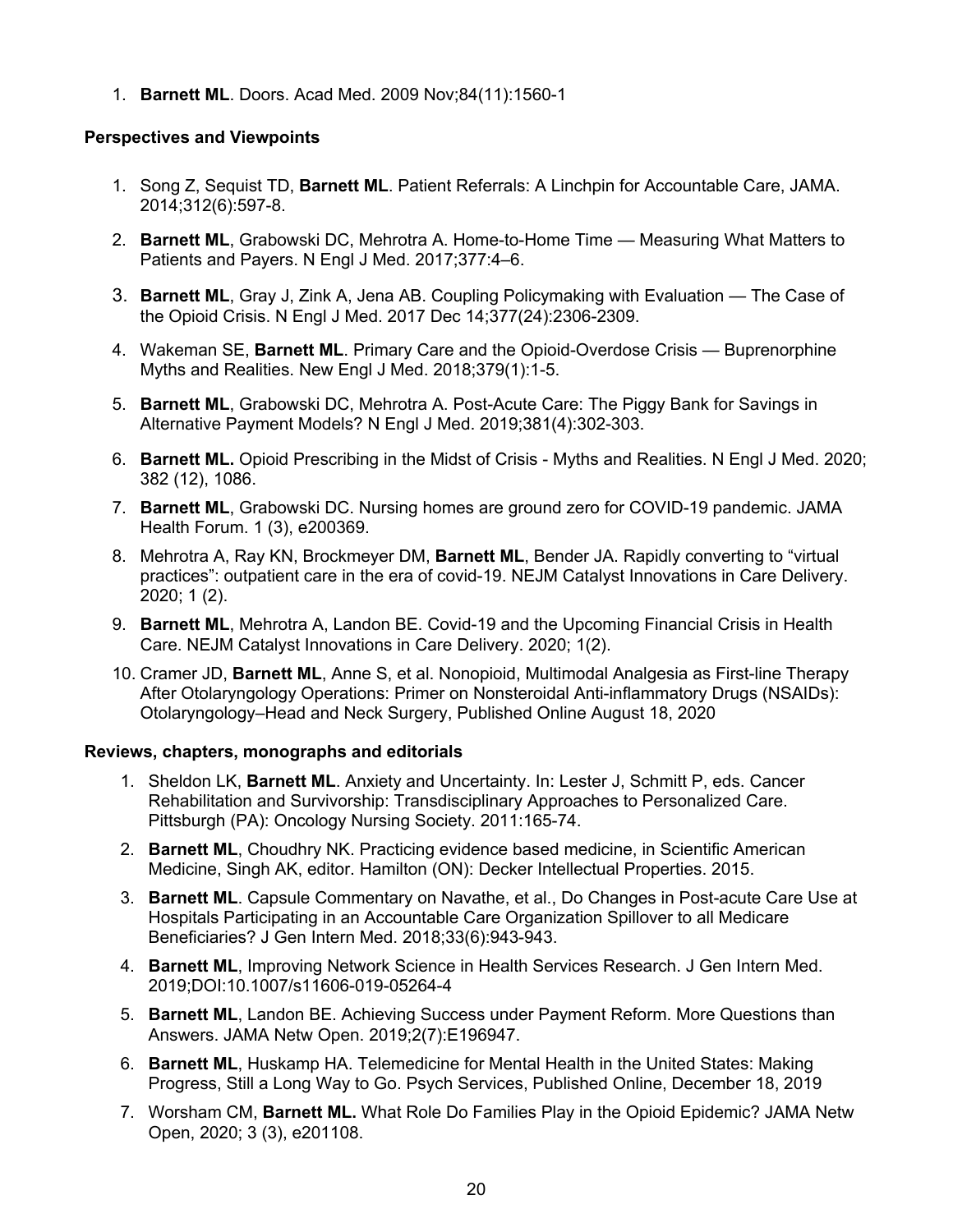1. **Barnett ML**. Doors. Acad Med. 2009 Nov;84(11):1560-1

**Perspectives and Viewpoints**

1. Song Z, Sequist TD, **Barnett ML**. Patient Referrals: A Linchpin for Accountable Care, JAMA. 2014;312(6):597-8.
2. **Barnett ML**, Grabowski DC, Mehrotra A. Home-to-Home Time — Measuring What Matters to Patients and Payers. N Engl J Med. 2017;377:4–6.
3. **Barnett ML**, Gray J, Zink A, Jena AB. Coupling Policymaking with Evaluation — The Case of the Opioid Crisis. N Engl J Med. 2017 Dec 14;377(24):2306-2309.
4. Wakeman SE, **Barnett ML**. Primary Care and the Opioid-Overdose Crisis — Buprenorphine Myths and Realities. New Engl J Med. 2018;379(1):1-5.
5. **Barnett ML**, Grabowski DC, Mehrotra A. Post-Acute Care: The Piggy Bank for Savings in Alternative Payment Models? N Engl J Med. 2019;381(4):302-303.
6. **Barnett ML.** Opioid Prescribing in the Midst of Crisis - Myths and Realities. N Engl J Med. 2020; 382 (12), 1086.
7. **Barnett ML**, Grabowski DC. Nursing homes are ground zero for COVID-19 pandemic. JAMA Health Forum. 1 (3), e200369.
8. Mehrotra A, Ray KN, Brockmeyer DM, **Barnett ML**, Bender JA. Rapidly converting to "virtual practices": outpatient care in the era of covid-19. NEJM Catalyst Innovations in Care Delivery. 2020; 1 (2).
9. **Barnett ML**, Mehrotra A, Landon BE. Covid-19 and the Upcoming Financial Crisis in Health Care. NEJM Catalyst Innovations in Care Delivery. 2020; 1(2).
10. Cramer JD, **Barnett ML**, Anne S, et al. Nonopioid, Multimodal Analgesia as First-line Therapy After Otolaryngology Operations: Primer on Nonsteroidal Anti-inflammatory Drugs (NSAIDs): Otolaryngology–Head and Neck Surgery, Published Online August 18, 2020

**Reviews, chapters, monographs and editorials**

1. Sheldon LK, **Barnett ML**. Anxiety and Uncertainty. In: Lester J, Schmitt P, eds. Cancer Rehabilitation and Survivorship: Transdisciplinary Approaches to Personalized Care. Pittsburgh (PA): Oncology Nursing Society. 2011:165-74.
2. **Barnett ML**, Choudhry NK. Practicing evidence based medicine, in Scientific American Medicine, Singh AK, editor. Hamilton (ON): Decker Intellectual Properties. 2015.
3. **Barnett ML**. Capsule Commentary on Navathe, et al., Do Changes in Post-acute Care Use at Hospitals Participating in an Accountable Care Organization Spillover to all Medicare Beneficiaries? J Gen Intern Med. 2018;33(6):943-943.
4. **Barnett ML**, Improving Network Science in Health Services Research. J Gen Intern Med. 2019;DOI:10.1007/s11606-019-05264-4
5. **Barnett ML**, Landon BE. Achieving Success under Payment Reform. More Questions than Answers. JAMA Netw Open. 2019;2(7):E196947.
6. **Barnett ML**, Huskamp HA. Telemedicine for Mental Health in the United States: Making Progress, Still a Long Way to Go. Psych Services, Published Online, December 18, 2019
7. Worsham CM, **Barnett ML.** What Role Do Families Play in the Opioid Epidemic? JAMA Netw Open, 2020; 3 (3), e201108.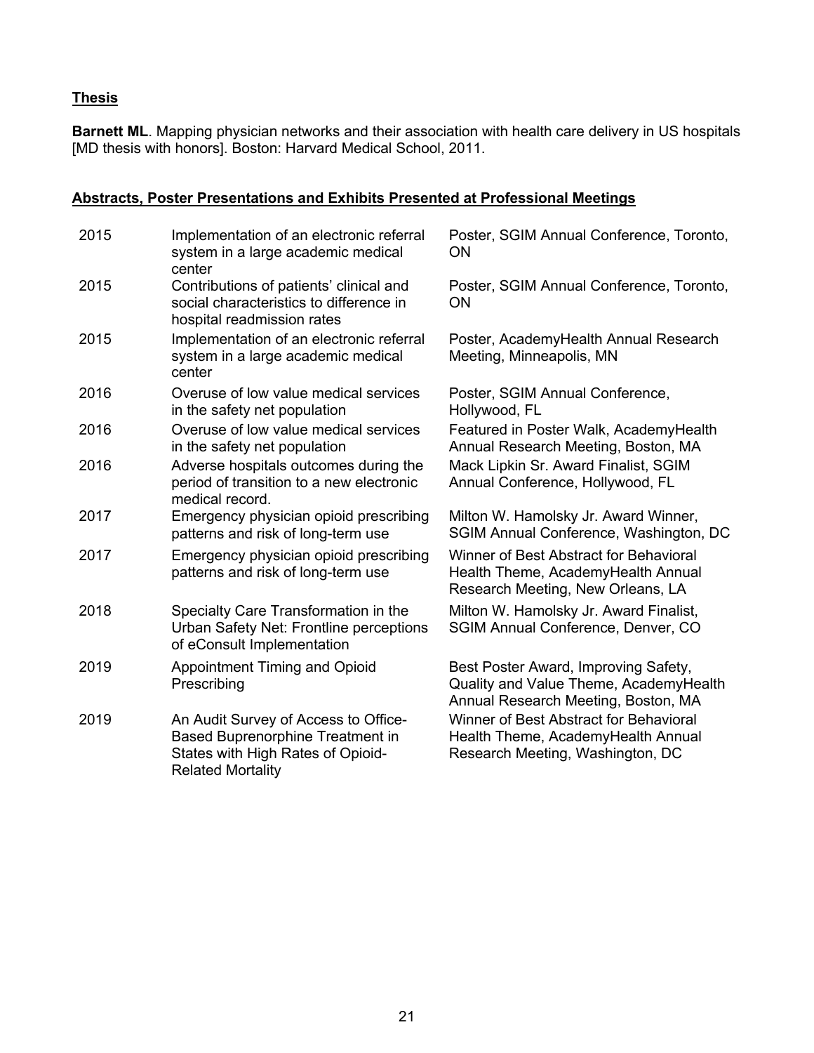## Thesis

**Barnett ML**. Mapping physician networks and their association with health care delivery in US hospitals [MD thesis with honors]. Boston: Harvard Medical School, 2011.

## Abstracts, Poster Presentations and Exhibits Presented at Professional Meetings

| | | |
|---|---|---|
| 2015 | Implementation of an electronic referral system in a large academic medical center | Poster, SGIM Annual Conference, Toronto, ON |
| 2015 | Contributions of patients' clinical and social characteristics to difference in hospital readmission rates | Poster, SGIM Annual Conference, Toronto, ON |
| 2015 | Implementation of an electronic referral system in a large academic medical center | Poster, AcademyHealth Annual Research Meeting, Minneapolis, MN |
| 2016 | Overuse of low value medical services in the safety net population | Poster, SGIM Annual Conference, Hollywood, FL |
| 2016 | Overuse of low value medical services in the safety net population | Featured in Poster Walk, AcademyHealth Annual Research Meeting, Boston, MA |
| 2016 | Adverse hospitals outcomes during the period of transition to a new electronic medical record. | Mack Lipkin Sr. Award Finalist, SGIM Annual Conference, Hollywood, FL |
| 2017 | Emergency physician opioid prescribing patterns and risk of long-term use | Milton W. Hamolsky Jr. Award Winner, SGIM Annual Conference, Washington, DC |
| 2017 | Emergency physician opioid prescribing patterns and risk of long-term use | Winner of Best Abstract for Behavioral Health Theme, AcademyHealth Annual Research Meeting, New Orleans, LA |
| 2018 | Specialty Care Transformation in the Urban Safety Net: Frontline perceptions of eConsult Implementation | Milton W. Hamolsky Jr. Award Finalist, SGIM Annual Conference, Denver, CO |
| 2019 | Appointment Timing and Opioid Prescribing | Best Poster Award, Improving Safety, Quality and Value Theme, AcademyHealth Annual Research Meeting, Boston, MA |
| 2019 | An Audit Survey of Access to Office-Based Buprenorphine Treatment in States with High Rates of Opioid-Related Mortality | Winner of Best Abstract for Behavioral Health Theme, AcademyHealth Annual Research Meeting, Washington, DC |